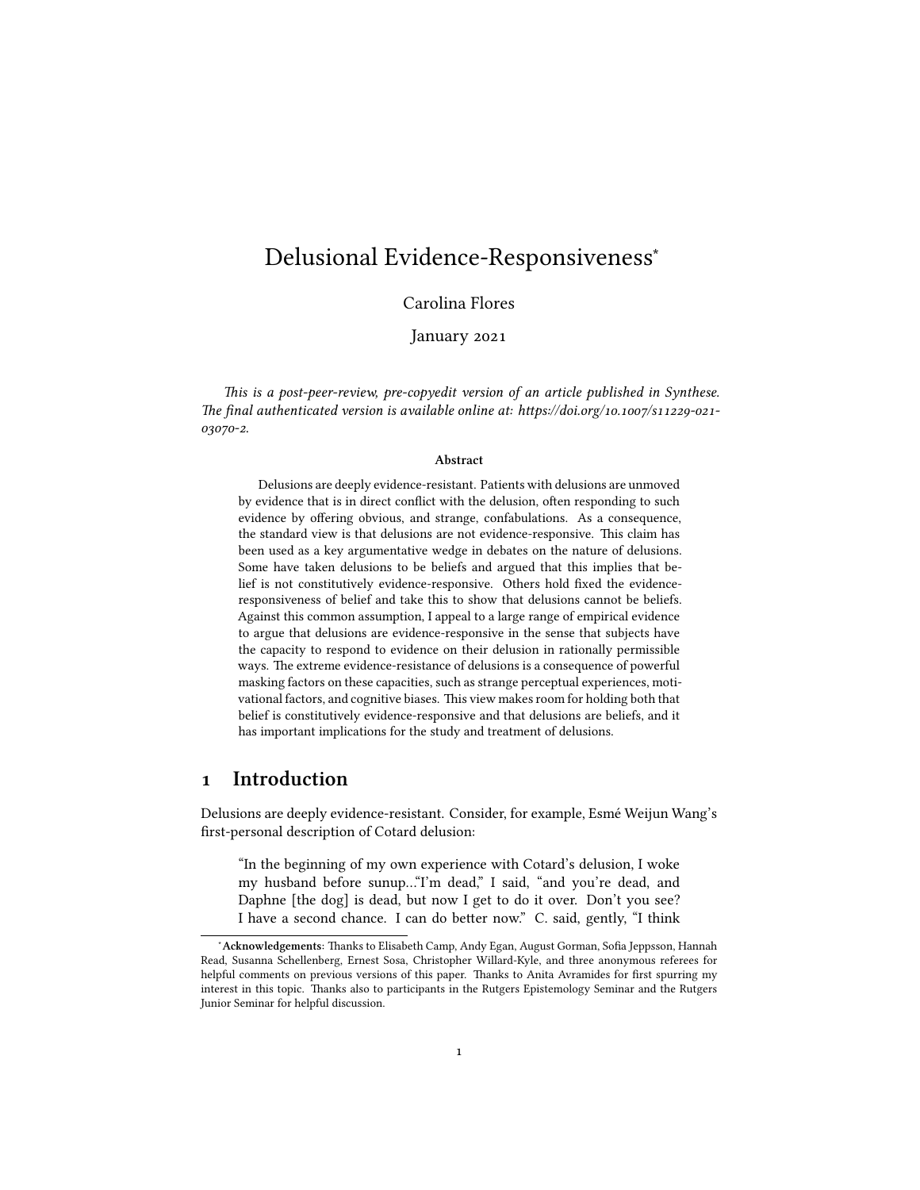# Delusional Evidence-Responsiveness[*]

Carolina Flores

January 2021

*This is a post-peer-review, pre-copyedit version of an article published in Synthese. The final authenticated version is available online at: https://doi.org/10.1007/s11229-021-03070-2.*

**Abstract**

Delusions are deeply evidence-resistant. Patients with delusions are unmoved by evidence that is in direct conflict with the delusion, often responding to such evidence by offering obvious, and strange, confabulations. As a consequence, the standard view is that delusions are not evidence-responsive. This claim has been used as a key argumentative wedge in debates on the nature of delusions. Some have taken delusions to be beliefs and argued that this implies that belief is not constitutively evidence-responsive. Others hold fixed the evidence-responsiveness of belief and take this to show that delusions cannot be beliefs. Against this common assumption, I appeal to a large range of empirical evidence to argue that delusions are evidence-responsive in the sense that subjects have the capacity to respond to evidence on their delusion in rationally permissible ways. The extreme evidence-resistance of delusions is a consequence of powerful masking factors on these capacities, such as strange perceptual experiences, motivational factors, and cognitive biases. This view makes room for holding both that belief is constitutively evidence-responsive and that delusions are beliefs, and it has important implications for the study and treatment of delusions.

## 1 Introduction

Delusions are deeply evidence-resistant. Consider, for example, Esmé Weijun Wang's first-personal description of Cotard delusion:

> "In the beginning of my own experience with Cotard's delusion, I woke my husband before sunup..."I'm dead," I said, "and you're dead, and Daphne [the dog] is dead, but now I get to do it over. Don't you see? I have a second chance. I can do better now." C. said, gently, "I think

[*] **Acknowledgements**: Thanks to Elisabeth Camp, Andy Egan, August Gorman, Sofia Jeppsson, Hannah Read, Susanna Schellenberg, Ernest Sosa, Christopher Willard-Kyle, and three anonymous referees for helpful comments on previous versions of this paper. Thanks to Anita Avramides for first spurring my interest in this topic. Thanks also to participants in the Rutgers Epistemology Seminar and the Rutgers Junior Seminar for helpful discussion.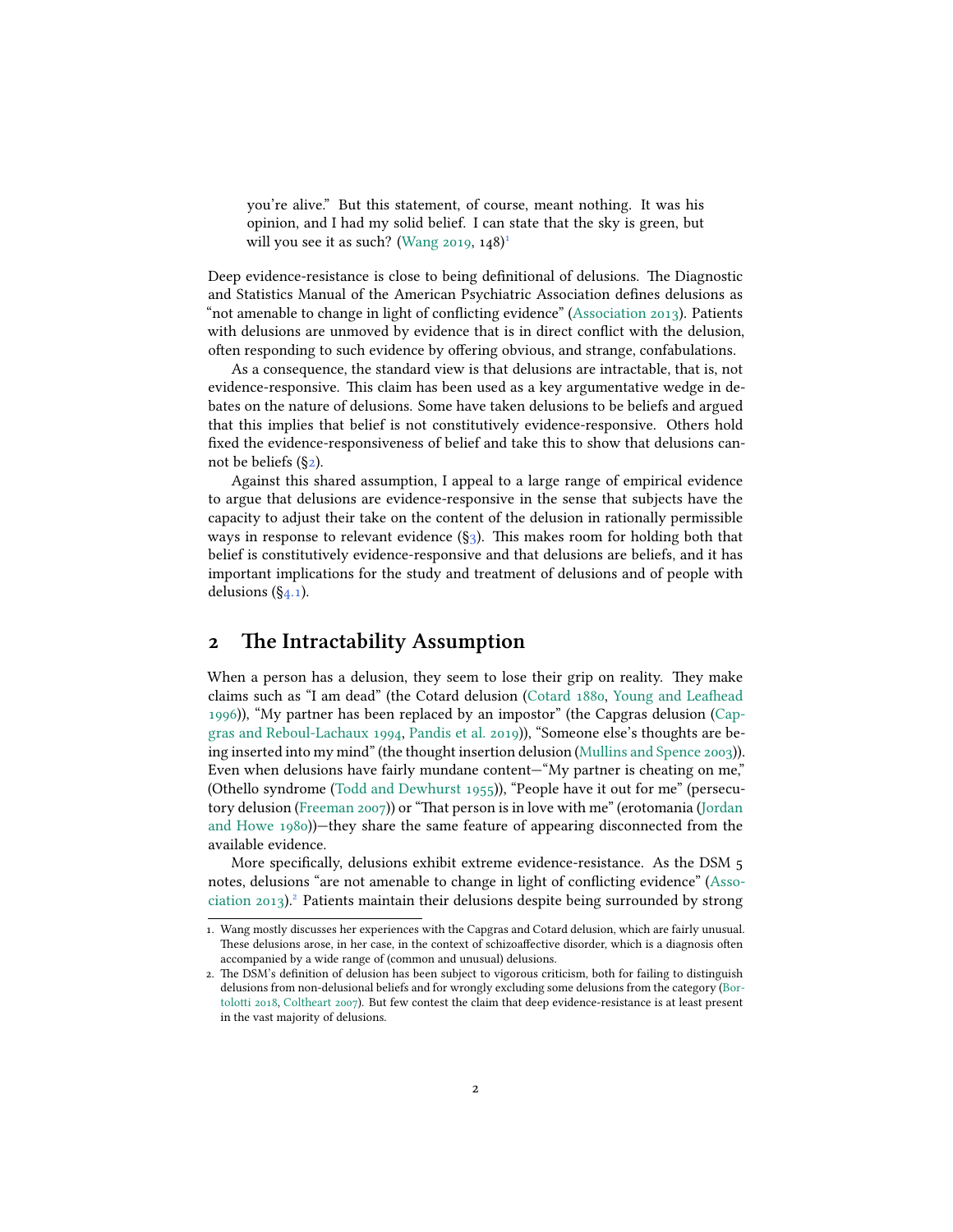> you're alive." But this statement, of course, meant nothing. It was his opinion, and I had my solid belief. I can state that the sky is green, but will you see it as such? (Wang 2019, 148)[1]

Deep evidence-resistance is close to being definitional of delusions. The Diagnostic and Statistics Manual of the American Psychiatric Association defines delusions as "not amenable to change in light of conflicting evidence" (Association 2013). Patients with delusions are unmoved by evidence that is in direct conflict with the delusion, often responding to such evidence by offering obvious, and strange, confabulations.

As a consequence, the standard view is that delusions are intractable, that is, not evidence-responsive. This claim has been used as a key argumentative wedge in debates on the nature of delusions. Some have taken delusions to be beliefs and argued that this implies that belief is not constitutively evidence-responsive. Others hold fixed the evidence-responsiveness of belief and take this to show that delusions cannot be beliefs (§2).

Against this shared assumption, I appeal to a large range of empirical evidence to argue that delusions are evidence-responsive in the sense that subjects have the capacity to adjust their take on the content of the delusion in rationally permissible ways in response to relevant evidence (§3). This makes room for holding both that belief is constitutively evidence-responsive and that delusions are beliefs, and it has important implications for the study and treatment of delusions and of people with delusions (§4.1).

## 2 The Intractability Assumption

When a person has a delusion, they seem to lose their grip on reality. They make claims such as "I am dead" (the Cotard delusion (Cotard 1880, Young and Leafhead 1996)), "My partner has been replaced by an impostor" (the Capgras delusion (Capgras and Reboul-Lachaux 1994, Pandis et al. 2019)), "Someone else's thoughts are being inserted into my mind" (the thought insertion delusion (Mullins and Spence 2003)). Even when delusions have fairly mundane content—"My partner is cheating on me," (Othello syndrome (Todd and Dewhurst 1955)), "People have it out for me" (persecutory delusion (Freeman 2007)) or "That person is in love with me" (erotomania (Jordan and Howe 1980))—they share the same feature of appearing disconnected from the available evidence.

More specifically, delusions exhibit extreme evidence-resistance. As the DSM 5 notes, delusions "are not amenable to change in light of conflicting evidence" (Association 2013).[2] Patients maintain their delusions despite being surrounded by strong

---

1. Wang mostly discusses her experiences with the Capgras and Cotard delusion, which are fairly unusual. These delusions arose, in her case, in the context of schizoaffective disorder, which is a diagnosis often accompanied by a wide range of (common and unusual) delusions.

2. The DSM's definition of delusion has been subject to vigorous criticism, both for failing to distinguish delusions from non-delusional beliefs and for wrongly excluding some delusions from the category (Bortolotti 2018, Coltheart 2007). But few contest the claim that deep evidence-resistance is at least present in the vast majority of delusions.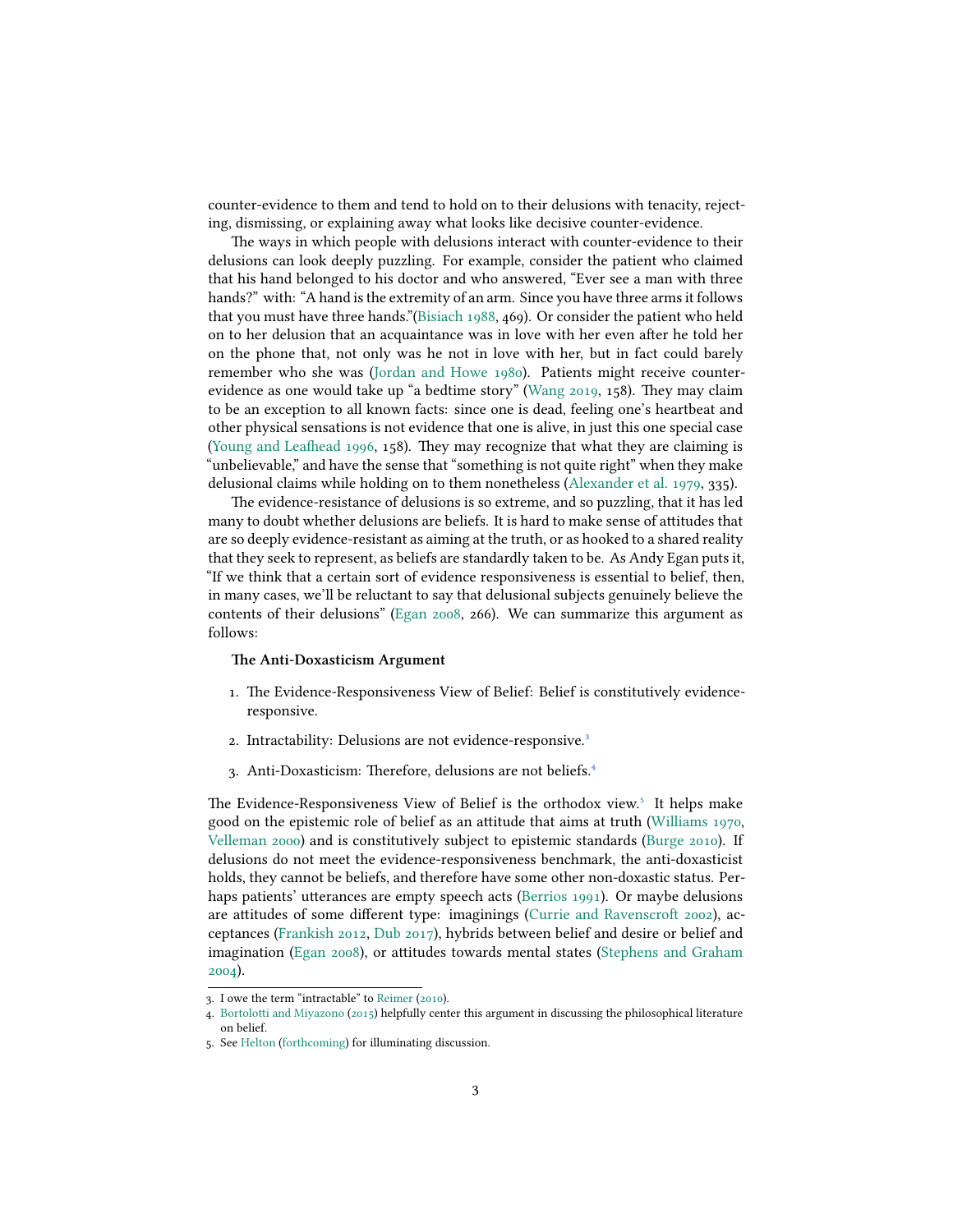counter-evidence to them and tend to hold on to their delusions with tenacity, rejecting, dismissing, or explaining away what looks like decisive counter-evidence.

The ways in which people with delusions interact with counter-evidence to their delusions can look deeply puzzling. For example, consider the patient who claimed that his hand belonged to his doctor and who answered, "Ever see a man with three hands?" with: "A hand is the extremity of an arm. Since you have three arms it follows that you must have three hands."(Bisiach 1988, 469). Or consider the patient who held on to her delusion that an acquaintance was in love with her even after he told her on the phone that, not only was he not in love with her, but in fact could barely remember who she was (Jordan and Howe 1980). Patients might receive counter-evidence as one would take up "a bedtime story" (Wang 2019, 158). They may claim to be an exception to all known facts: since one is dead, feeling one's heartbeat and other physical sensations is not evidence that one is alive, in just this one special case (Young and Leafhead 1996, 158). They may recognize that what they are claiming is "unbelievable," and have the sense that "something is not quite right" when they make delusional claims while holding on to them nonetheless (Alexander et al. 1979, 335).

The evidence-resistance of delusions is so extreme, and so puzzling, that it has led many to doubt whether delusions are beliefs. It is hard to make sense of attitudes that are so deeply evidence-resistant as aiming at the truth, or as hooked to a shared reality that they seek to represent, as beliefs are standardly taken to be. As Andy Egan puts it, "If we think that a certain sort of evidence responsiveness is essential to belief, then, in many cases, we'll be reluctant to say that delusional subjects genuinely believe the contents of their delusions" (Egan 2008, 266). We can summarize this argument as follows:

**The Anti-Doxasticism Argument**

1. The Evidence-Responsiveness View of Belief: Belief is constitutively evidence-responsive.
2. Intractability: Delusions are not evidence-responsive.[3]
3. Anti-Doxasticism: Therefore, delusions are not beliefs.[4]

The Evidence-Responsiveness View of Belief is the orthodox view.[5] It helps make good on the epistemic role of belief as an attitude that aims at truth (Williams 1970, Velleman 2000) and is constitutively subject to epistemic standards (Burge 2010). If delusions do not meet the evidence-responsiveness benchmark, the anti-doxasticist holds, they cannot be beliefs, and therefore have some other non-doxastic status. Perhaps patients' utterances are empty speech acts (Berrios 1991). Or maybe delusions are attitudes of some different type: imaginings (Currie and Ravenscroft 2002), acceptances (Frankish 2012, Dub 2017), hybrids between belief and desire or belief and imagination (Egan 2008), or attitudes towards mental states (Stephens and Graham 2004).

---

3. I owe the term "intractable" to Reimer (2010).
4. Bortolotti and Miyazono (2015) helpfully center this argument in discussing the philosophical literature on belief.
5. See Helton (forthcoming) for illuminating discussion.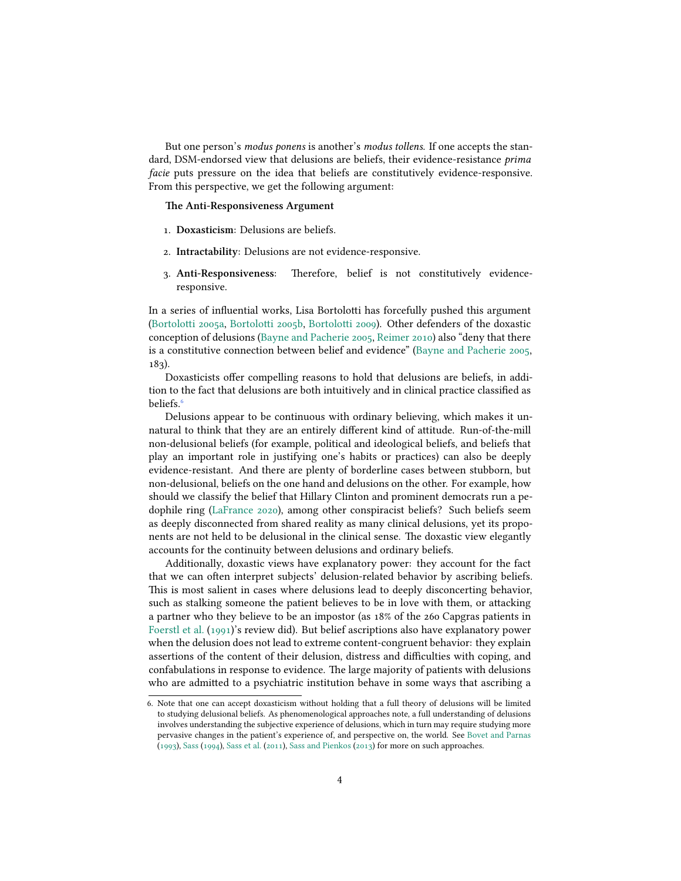But one person's *modus ponens* is another's *modus tollens*. If one accepts the standard, DSM-endorsed view that delusions are beliefs, their evidence-resistance *prima facie* puts pressure on the idea that beliefs are constitutively evidence-responsive. From this perspective, we get the following argument:

**The Anti-Responsiveness Argument**

1. **Doxasticism**: Delusions are beliefs.
2. **Intractability**: Delusions are not evidence-responsive.
3. **Anti-Responsiveness**: Therefore, belief is not constitutively evidence-responsive.

In a series of influential works, Lisa Bortolotti has forcefully pushed this argument (Bortolotti 2005a, Bortolotti 2005b, Bortolotti 2009). Other defenders of the doxastic conception of delusions (Bayne and Pacherie 2005, Reimer 2010) also "deny that there is a constitutive connection between belief and evidence" (Bayne and Pacherie 2005, 183).

Doxasticists offer compelling reasons to hold that delusions are beliefs, in addition to the fact that delusions are both intuitively and in clinical practice classified as beliefs.[6]

Delusions appear to be continuous with ordinary believing, which makes it unnatural to think that they are an entirely different kind of attitude. Run-of-the-mill non-delusional beliefs (for example, political and ideological beliefs, and beliefs that play an important role in justifying one's habits or practices) can also be deeply evidence-resistant. And there are plenty of borderline cases between stubborn, but non-delusional, beliefs on the one hand and delusions on the other. For example, how should we classify the belief that Hillary Clinton and prominent democrats run a pedophile ring (LaFrance 2020), among other conspiracist beliefs? Such beliefs seem as deeply disconnected from shared reality as many clinical delusions, yet its proponents are not held to be delusional in the clinical sense. The doxastic view elegantly accounts for the continuity between delusions and ordinary beliefs.

Additionally, doxastic views have explanatory power: they account for the fact that we can often interpret subjects' delusion-related behavior by ascribing beliefs. This is most salient in cases where delusions lead to deeply disconcerting behavior, such as stalking someone the patient believes to be in love with them, or attacking a partner who they believe to be an impostor (as 18% of the 260 Capgras patients in Foerstl et al. (1991)'s review did). But belief ascriptions also have explanatory power when the delusion does not lead to extreme content-congruent behavior: they explain assertions of the content of their delusion, distress and difficulties with coping, and confabulations in response to evidence. The large majority of patients with delusions who are admitted to a psychiatric institution behave in some ways that ascribing a

6. Note that one can accept doxasticism without holding that a full theory of delusions will be limited to studying delusional beliefs. As phenomenological approaches note, a full understanding of delusions involves understanding the subjective experience of delusions, which in turn may require studying more pervasive changes in the patient's experience of, and perspective on, the world. See Bovet and Parnas (1993), Sass (1994), Sass et al. (2011), Sass and Pienkos (2013) for more on such approaches.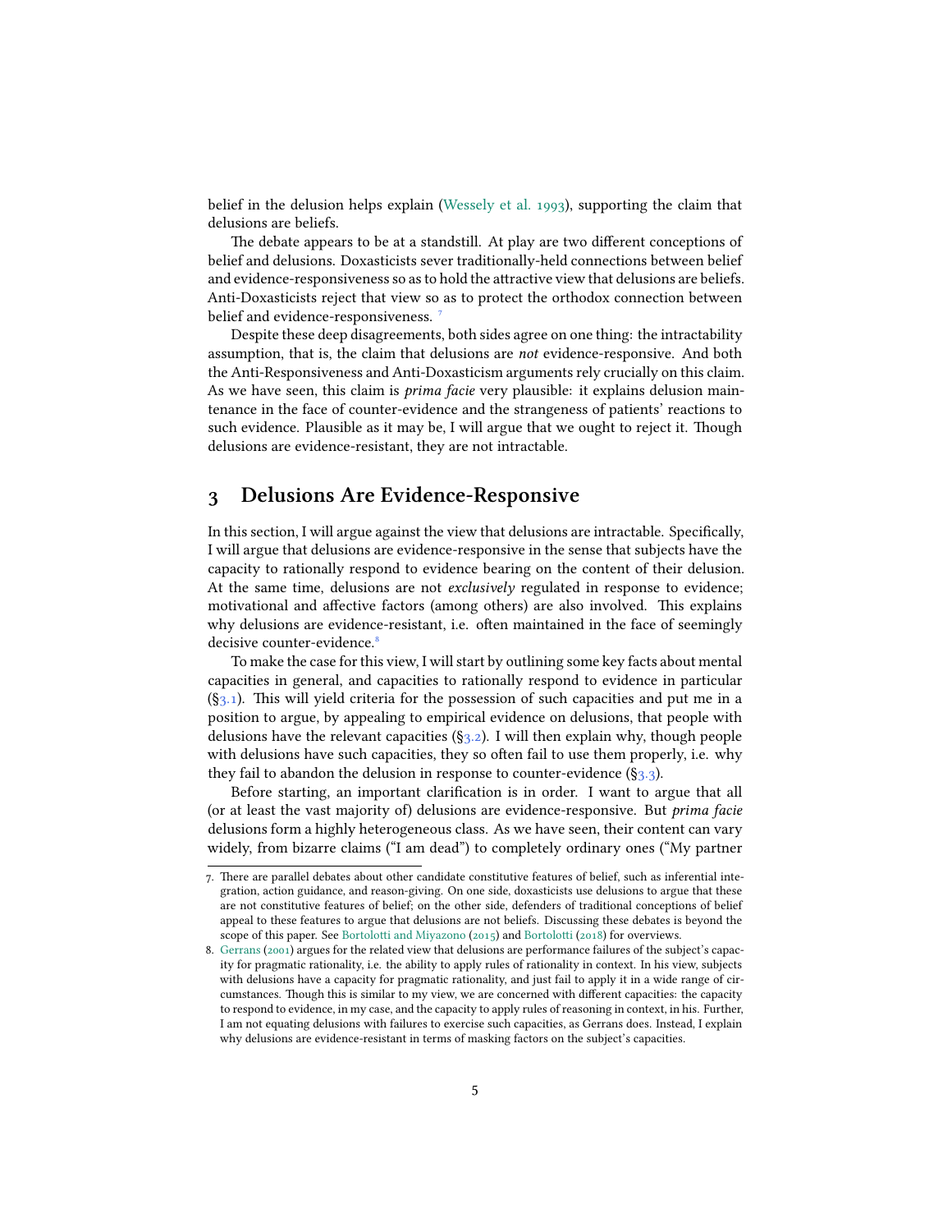belief in the delusion helps explain (Wessely et al. 1993), supporting the claim that delusions are beliefs.

The debate appears to be at a standstill. At play are two different conceptions of belief and delusions. Doxasticists sever traditionally-held connections between belief and evidence-responsiveness so as to hold the attractive view that delusions are beliefs. Anti-Doxasticists reject that view so as to protect the orthodox connection between belief and evidence-responsiveness. [7]

Despite these deep disagreements, both sides agree on one thing: the intractability assumption, that is, the claim that delusions are *not* evidence-responsive. And both the Anti-Responsiveness and Anti-Doxasticism arguments rely crucially on this claim. As we have seen, this claim is *prima facie* very plausible: it explains delusion maintenance in the face of counter-evidence and the strangeness of patients' reactions to such evidence. Plausible as it may be, I will argue that we ought to reject it. Though delusions are evidence-resistant, they are not intractable.

## 3 Delusions Are Evidence-Responsive

In this section, I will argue against the view that delusions are intractable. Specifically, I will argue that delusions are evidence-responsive in the sense that subjects have the capacity to rationally respond to evidence bearing on the content of their delusion. At the same time, delusions are not *exclusively* regulated in response to evidence; motivational and affective factors (among others) are also involved. This explains why delusions are evidence-resistant, i.e. often maintained in the face of seemingly decisive counter-evidence.[8]

To make the case for this view, I will start by outlining some key facts about mental capacities in general, and capacities to rationally respond to evidence in particular (§3.1). This will yield criteria for the possession of such capacities and put me in a position to argue, by appealing to empirical evidence on delusions, that people with delusions have the relevant capacities (§3.2). I will then explain why, though people with delusions have such capacities, they so often fail to use them properly, i.e. why they fail to abandon the delusion in response to counter-evidence (§3.3).

Before starting, an important clarification is in order. I want to argue that all (or at least the vast majority of) delusions are evidence-responsive. But *prima facie* delusions form a highly heterogeneous class. As we have seen, their content can vary widely, from bizarre claims ("I am dead") to completely ordinary ones ("My partner

---

7. There are parallel debates about other candidate constitutive features of belief, such as inferential integration, action guidance, and reason-giving. On one side, doxasticists use delusions to argue that these are not constitutive features of belief; on the other side, defenders of traditional conceptions of belief appeal to these features to argue that delusions are not beliefs. Discussing these debates is beyond the scope of this paper. See Bortolotti and Miyazono (2015) and Bortolotti (2018) for overviews.

8. Gerrans (2001) argues for the related view that delusions are performance failures of the subject's capacity for pragmatic rationality, i.e. the ability to apply rules of rationality in context. In his view, subjects with delusions have a capacity for pragmatic rationality, and just fail to apply it in a wide range of circumstances. Though this is similar to my view, we are concerned with different capacities: the capacity to respond to evidence, in my case, and the capacity to apply rules of reasoning in context, in his. Further, I am not equating delusions with failures to exercise such capacities, as Gerrans does. Instead, I explain why delusions are evidence-resistant in terms of masking factors on the subject's capacities.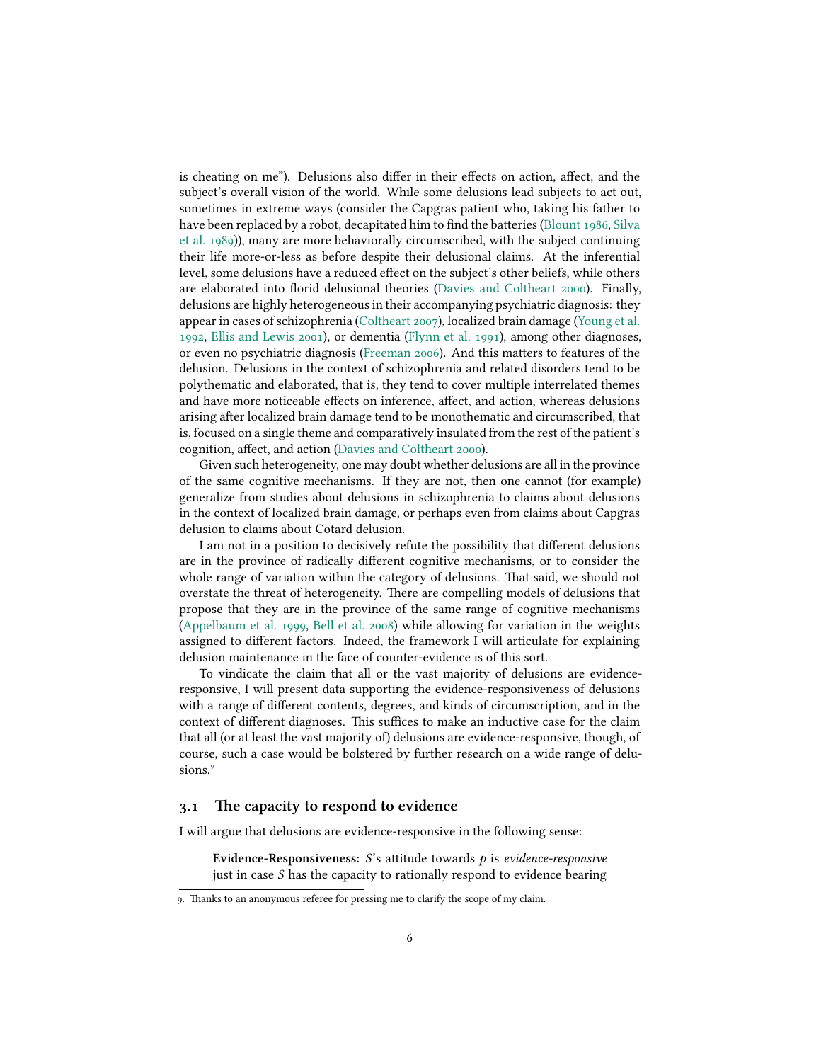is cheating on me"). Delusions also differ in their effects on action, affect, and the subject's overall vision of the world. While some delusions lead subjects to act out, sometimes in extreme ways (consider the Capgras patient who, taking his father to have been replaced by a robot, decapitated him to find the batteries (Blount 1986, Silva et al. 1989)), many are more behaviorally circumscribed, with the subject continuing their life more-or-less as before despite their delusional claims. At the inferential level, some delusions have a reduced effect on the subject's other beliefs, while others are elaborated into florid delusional theories (Davies and Coltheart 2000). Finally, delusions are highly heterogeneous in their accompanying psychiatric diagnosis: they appear in cases of schizophrenia (Coltheart 2007), localized brain damage (Young et al. 1992, Ellis and Lewis 2001), or dementia (Flynn et al. 1991), among other diagnoses, or even no psychiatric diagnosis (Freeman 2006). And this matters to features of the delusion. Delusions in the context of schizophrenia and related disorders tend to be polythematic and elaborated, that is, they tend to cover multiple interrelated themes and have more noticeable effects on inference, affect, and action, whereas delusions arising after localized brain damage tend to be monothematic and circumscribed, that is, focused on a single theme and comparatively insulated from the rest of the patient's cognition, affect, and action (Davies and Coltheart 2000).

Given such heterogeneity, one may doubt whether delusions are all in the province of the same cognitive mechanisms. If they are not, then one cannot (for example) generalize from studies about delusions in schizophrenia to claims about delusions in the context of localized brain damage, or perhaps even from claims about Capgras delusion to claims about Cotard delusion.

I am not in a position to decisively refute the possibility that different delusions are in the province of radically different cognitive mechanisms, or to consider the whole range of variation within the category of delusions. That said, we should not overstate the threat of heterogeneity. There are compelling models of delusions that propose that they are in the province of the same range of cognitive mechanisms (Appelbaum et al. 1999, Bell et al. 2008) while allowing for variation in the weights assigned to different factors. Indeed, the framework I will articulate for explaining delusion maintenance in the face of counter-evidence is of this sort.

To vindicate the claim that all or the vast majority of delusions are evidence-responsive, I will present data supporting the evidence-responsiveness of delusions with a range of different contents, degrees, and kinds of circumscription, and in the context of different diagnoses. This suffices to make an inductive case for the claim that all (or at least the vast majority of) delusions are evidence-responsive, though, of course, such a case would be bolstered by further research on a wide range of delusions.[9]

## 3.1 The capacity to respond to evidence

I will argue that delusions are evidence-responsive in the following sense:

> **Evidence-Responsiveness**: *S*'s attitude towards *p* is *evidence-responsive* just in case *S* has the capacity to rationally respond to evidence bearing

9. Thanks to an anonymous referee for pressing me to clarify the scope of my claim.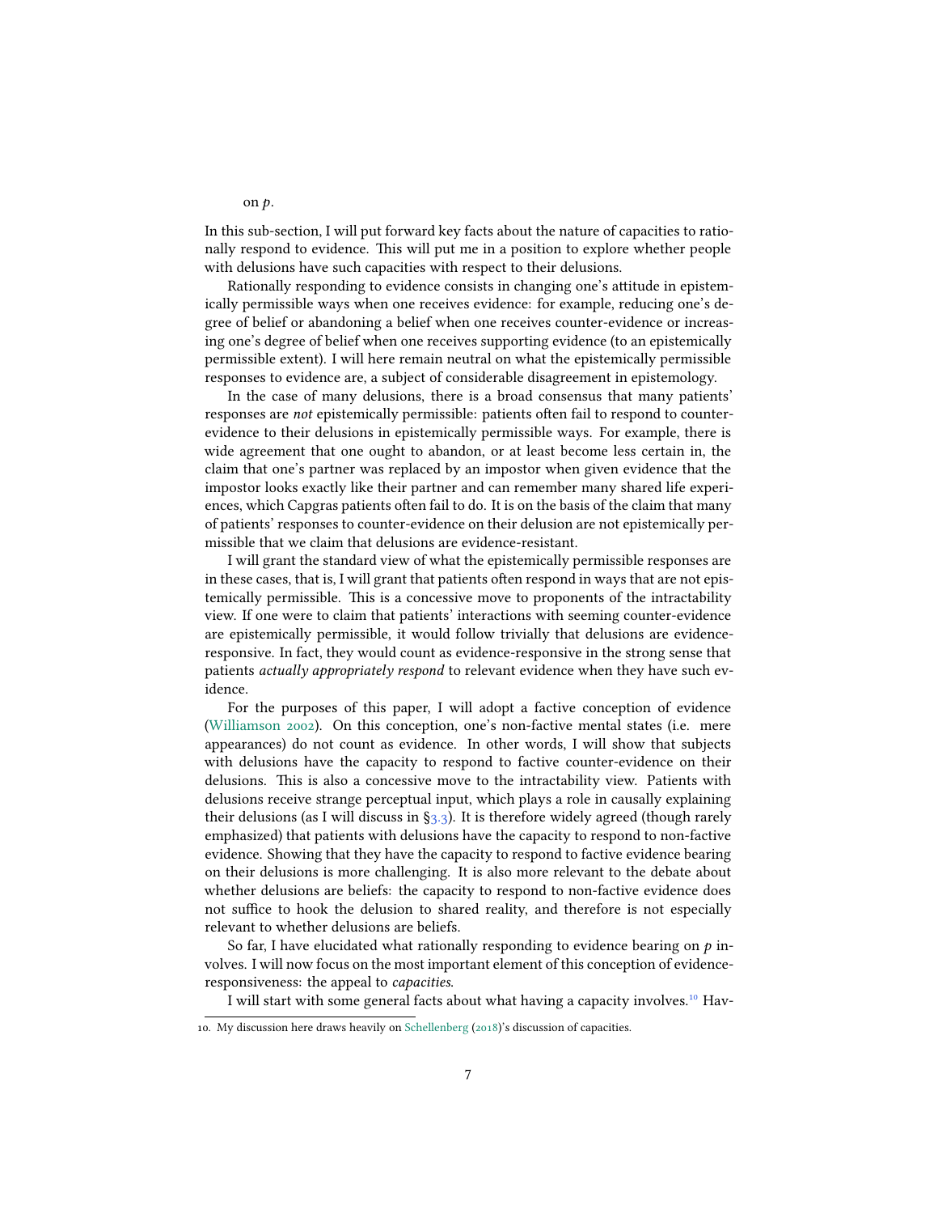on $p$.

In this sub-section, I will put forward key facts about the nature of capacities to rationally respond to evidence. This will put me in a position to explore whether people with delusions have such capacities with respect to their delusions.

Rationally responding to evidence consists in changing one's attitude in epistemically permissible ways when one receives evidence: for example, reducing one's degree of belief or abandoning a belief when one receives counter-evidence or increasing one's degree of belief when one receives supporting evidence (to an epistemically permissible extent). I will here remain neutral on what the epistemically permissible responses to evidence are, a subject of considerable disagreement in epistemology.

In the case of many delusions, there is a broad consensus that many patients' responses are *not* epistemically permissible: patients often fail to respond to counter-evidence to their delusions in epistemically permissible ways. For example, there is wide agreement that one ought to abandon, or at least become less certain in, the claim that one's partner was replaced by an impostor when given evidence that the impostor looks exactly like their partner and can remember many shared life experiences, which Capgras patients often fail to do. It is on the basis of the claim that many of patients' responses to counter-evidence on their delusion are not epistemically permissible that we claim that delusions are evidence-resistant.

I will grant the standard view of what the epistemically permissible responses are in these cases, that is, I will grant that patients often respond in ways that are not epistemically permissible. This is a concessive move to proponents of the intractability view. If one were to claim that patients' interactions with seeming counter-evidence are epistemically permissible, it would follow trivially that delusions are evidence-responsive. In fact, they would count as evidence-responsive in the strong sense that patients *actually appropriately respond* to relevant evidence when they have such evidence.

For the purposes of this paper, I will adopt a factive conception of evidence (Williamson 2002). On this conception, one's non-factive mental states (i.e. mere appearances) do not count as evidence. In other words, I will show that subjects with delusions have the capacity to respond to factive counter-evidence on their delusions. This is also a concessive move to the intractability view. Patients with delusions receive strange perceptual input, which plays a role in causally explaining their delusions (as I will discuss in §3.3). It is therefore widely agreed (though rarely emphasized) that patients with delusions have the capacity to respond to non-factive evidence. Showing that they have the capacity to respond to factive evidence bearing on their delusions is more challenging. It is also more relevant to the debate about whether delusions are beliefs: the capacity to respond to non-factive evidence does not suffice to hook the delusion to shared reality, and therefore is not especially relevant to whether delusions are beliefs.

So far, I have elucidated what rationally responding to evidence bearing on $p$ involves. I will now focus on the most important element of this conception of evidence-responsiveness: the appeal to *capacities*.

I will start with some general facts about what having a capacity involves.[10] Hav-

10. My discussion here draws heavily on Schellenberg (2018)'s discussion of capacities.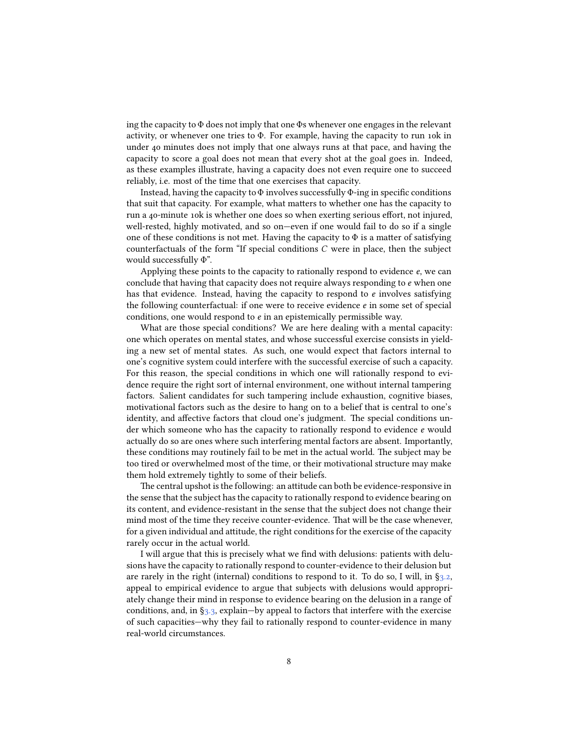ing the capacity to $\Phi$ does not imply that one $\Phi$s whenever one engages in the relevant activity, or whenever one tries to $\Phi$. For example, having the capacity to run 10k in under 40 minutes does not imply that one always runs at that pace, and having the capacity to score a goal does not mean that every shot at the goal goes in. Indeed, as these examples illustrate, having a capacity does not even require one to succeed reliably, i.e. most of the time that one exercises that capacity.

Instead, having the capacity to $\Phi$ involves successfully $\Phi$-ing in specific conditions that suit that capacity. For example, what matters to whether one has the capacity to run a 40-minute 10k is whether one does so when exerting serious effort, not injured, well-rested, highly motivated, and so on—even if one would fail to do so if a single one of these conditions is not met. Having the capacity to $\Phi$ is a matter of satisfying counterfactuals of the form "If special conditions $C$ were in place, then the subject would successfully $\Phi$".

Applying these points to the capacity to rationally respond to evidence $e$, we can conclude that having that capacity does not require always responding to $e$ when one has that evidence. Instead, having the capacity to respond to $e$ involves satisfying the following counterfactual: if one were to receive evidence $e$ in some set of special conditions, one would respond to $e$ in an epistemically permissible way.

What are those special conditions? We are here dealing with a mental capacity: one which operates on mental states, and whose successful exercise consists in yielding a new set of mental states. As such, one would expect that factors internal to one's cognitive system could interfere with the successful exercise of such a capacity. For this reason, the special conditions in which one will rationally respond to evidence require the right sort of internal environment, one without internal tampering factors. Salient candidates for such tampering include exhaustion, cognitive biases, motivational factors such as the desire to hang on to a belief that is central to one's identity, and affective factors that cloud one's judgment. The special conditions under which someone who has the capacity to rationally respond to evidence $e$ would actually do so are ones where such interfering mental factors are absent. Importantly, these conditions may routinely fail to be met in the actual world. The subject may be too tired or overwhelmed most of the time, or their motivational structure may make them hold extremely tightly to some of their beliefs.

The central upshot is the following: an attitude can both be evidence-responsive in the sense that the subject has the capacity to rationally respond to evidence bearing on its content, and evidence-resistant in the sense that the subject does not change their mind most of the time they receive counter-evidence. That will be the case whenever, for a given individual and attitude, the right conditions for the exercise of the capacity rarely occur in the actual world.

I will argue that this is precisely what we find with delusions: patients with delusions have the capacity to rationally respond to counter-evidence to their delusion but are rarely in the right (internal) conditions to respond to it. To do so, I will, in §3.2, appeal to empirical evidence to argue that subjects with delusions would appropriately change their mind in response to evidence bearing on the delusion in a range of conditions, and, in §3.3, explain—by appeal to factors that interfere with the exercise of such capacities—why they fail to rationally respond to counter-evidence in many real-world circumstances.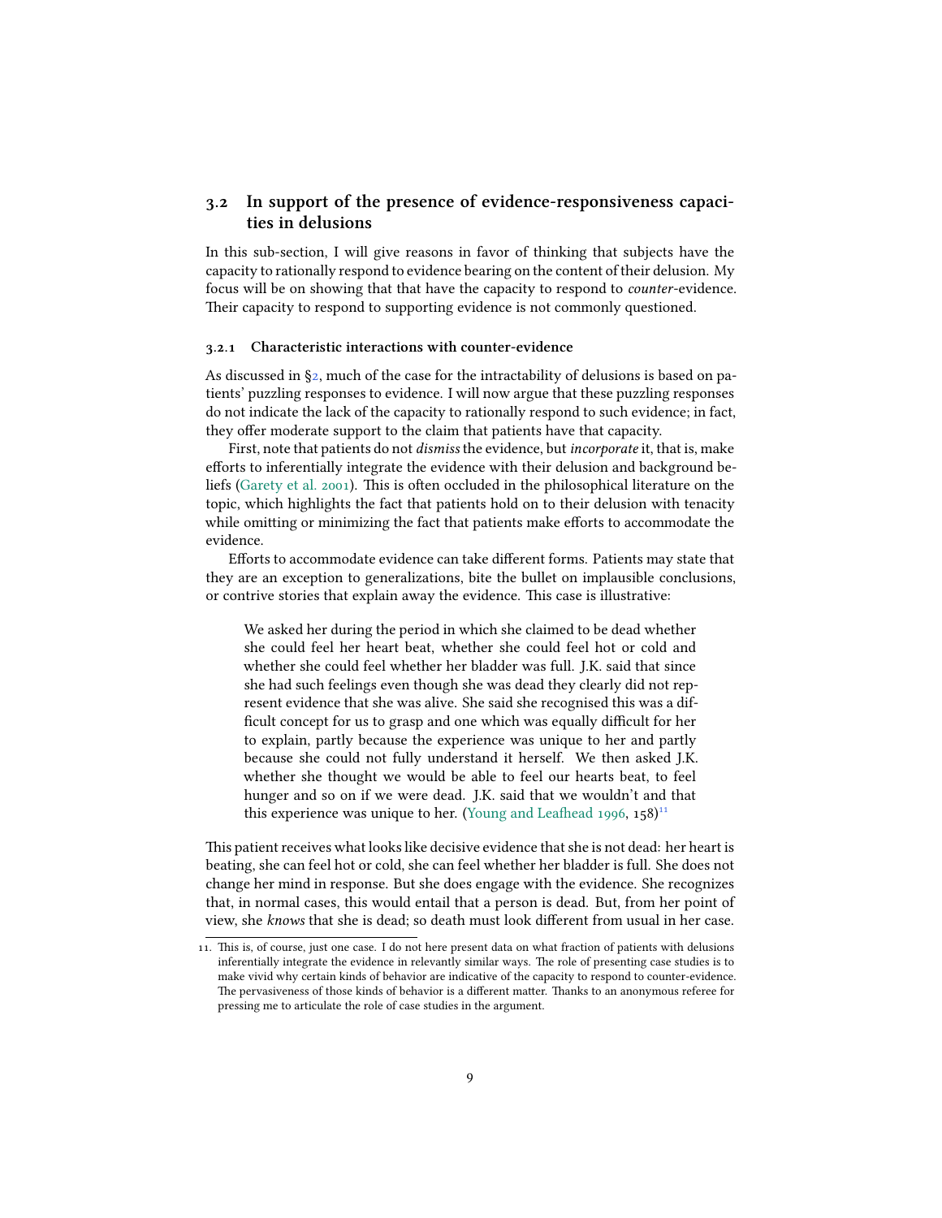## 3.2 In support of the presence of evidence-responsiveness capacities in delusions

In this sub-section, I will give reasons in favor of thinking that subjects have the capacity to rationally respond to evidence bearing on the content of their delusion. My focus will be on showing that that have the capacity to respond to *counter*-evidence. Their capacity to respond to supporting evidence is not commonly questioned.

### 3.2.1 Characteristic interactions with counter-evidence

As discussed in §2, much of the case for the intractability of delusions is based on patients' puzzling responses to evidence. I will now argue that these puzzling responses do not indicate the lack of the capacity to rationally respond to such evidence; in fact, they offer moderate support to the claim that patients have that capacity.

First, note that patients do not *dismiss* the evidence, but *incorporate* it, that is, make efforts to inferentially integrate the evidence with their delusion and background beliefs (Garety et al. 2001). This is often occluded in the philosophical literature on the topic, which highlights the fact that patients hold on to their delusion with tenacity while omitting or minimizing the fact that patients make efforts to accommodate the evidence.

Efforts to accommodate evidence can take different forms. Patients may state that they are an exception to generalizations, bite the bullet on implausible conclusions, or contrive stories that explain away the evidence. This case is illustrative:

> We asked her during the period in which she claimed to be dead whether she could feel her heart beat, whether she could feel hot or cold and whether she could feel whether her bladder was full. J.K. said that since she had such feelings even though she was dead they clearly did not represent evidence that she was alive. She said she recognised this was a difficult concept for us to grasp and one which was equally difficult for her to explain, partly because the experience was unique to her and partly because she could not fully understand it herself. We then asked J.K. whether she thought we would be able to feel our hearts beat, to feel hunger and so on if we were dead. J.K. said that we wouldn't and that this experience was unique to her. (Young and Leafhead 1996, 158)[11]

This patient receives what looks like decisive evidence that she is not dead: her heart is beating, she can feel hot or cold, she can feel whether her bladder is full. She does not change her mind in response. But she does engage with the evidence. She recognizes that, in normal cases, this would entail that a person is dead. But, from her point of view, she *knows* that she is dead; so death must look different from usual in her case.

11. This is, of course, just one case. I do not here present data on what fraction of patients with delusions inferentially integrate the evidence in relevantly similar ways. The role of presenting case studies is to make vivid why certain kinds of behavior are indicative of the capacity to respond to counter-evidence. The pervasiveness of those kinds of behavior is a different matter. Thanks to an anonymous referee for pressing me to articulate the role of case studies in the argument.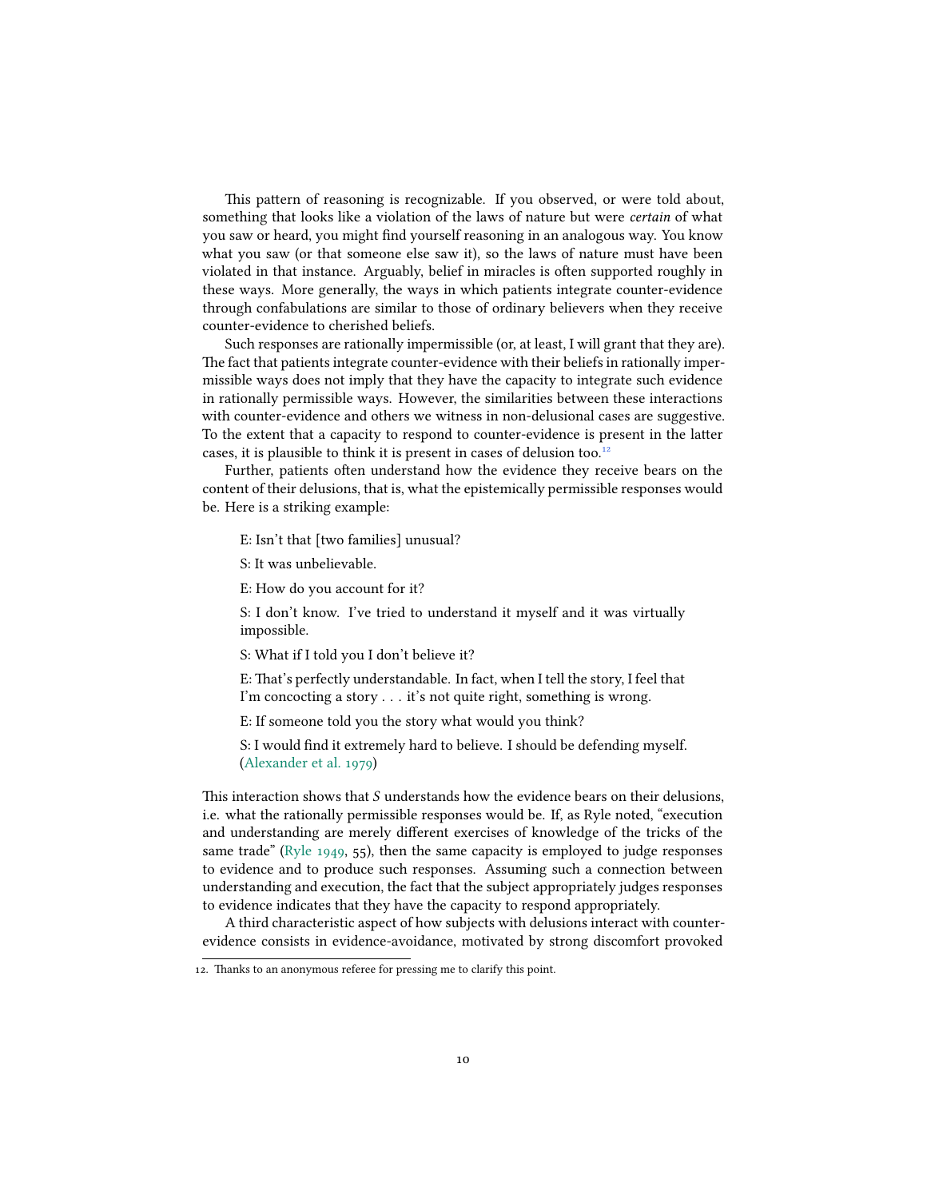This pattern of reasoning is recognizable. If you observed, or were told about, something that looks like a violation of the laws of nature but were *certain* of what you saw or heard, you might find yourself reasoning in an analogous way. You know what you saw (or that someone else saw it), so the laws of nature must have been violated in that instance. Arguably, belief in miracles is often supported roughly in these ways. More generally, the ways in which patients integrate counter-evidence through confabulations are similar to those of ordinary believers when they receive counter-evidence to cherished beliefs.

Such responses are rationally impermissible (or, at least, I will grant that they are). The fact that patients integrate counter-evidence with their beliefs in rationally impermissible ways does not imply that they have the capacity to integrate such evidence in rationally permissible ways. However, the similarities between these interactions with counter-evidence and others we witness in non-delusional cases are suggestive. To the extent that a capacity to respond to counter-evidence is present in the latter cases, it is plausible to think it is present in cases of delusion too.[12]

Further, patients often understand how the evidence they receive bears on the content of their delusions, that is, what the epistemically permissible responses would be. Here is a striking example:

> E: Isn't that [two families] unusual?
>
> S: It was unbelievable.
>
> E: How do you account for it?
>
> S: I don't know. I've tried to understand it myself and it was virtually impossible.
>
> S: What if I told you I don't believe it?
>
> E: That's perfectly understandable. In fact, when I tell the story, I feel that I'm concocting a story . . . it's not quite right, something is wrong.
>
> E: If someone told you the story what would you think?
>
> S: I would find it extremely hard to believe. I should be defending myself. (Alexander et al. 1979)

This interaction shows that *S* understands how the evidence bears on their delusions, i.e. what the rationally permissible responses would be. If, as Ryle noted, "execution and understanding are merely different exercises of knowledge of the tricks of the same trade" (Ryle 1949, 55), then the same capacity is employed to judge responses to evidence and to produce such responses. Assuming such a connection between understanding and execution, the fact that the subject appropriately judges responses to evidence indicates that they have the capacity to respond appropriately.

A third characteristic aspect of how subjects with delusions interact with counter-evidence consists in evidence-avoidance, motivated by strong discomfort provoked

12. Thanks to an anonymous referee for pressing me to clarify this point.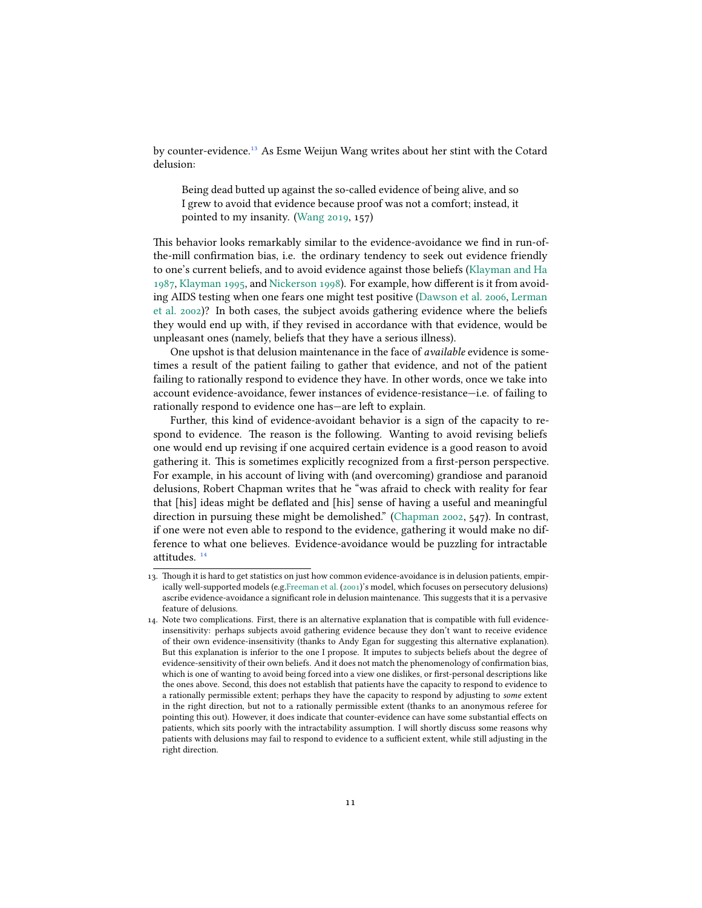by counter-evidence.[13] As Esme Weijun Wang writes about her stint with the Cotard delusion:

> Being dead butted up against the so-called evidence of being alive, and so I grew to avoid that evidence because proof was not a comfort; instead, it pointed to my insanity. (Wang 2019, 157)

This behavior looks remarkably similar to the evidence-avoidance we find in run-of-the-mill confirmation bias, i.e. the ordinary tendency to seek out evidence friendly to one's current beliefs, and to avoid evidence against those beliefs (Klayman and Ha 1987, Klayman 1995, and Nickerson 1998). For example, how different is it from avoiding AIDS testing when one fears one might test positive (Dawson et al. 2006, Lerman et al. 2002)? In both cases, the subject avoids gathering evidence where the beliefs they would end up with, if they revised in accordance with that evidence, would be unpleasant ones (namely, beliefs that they have a serious illness).

One upshot is that delusion maintenance in the face of *available* evidence is sometimes a result of the patient failing to gather that evidence, and not of the patient failing to rationally respond to evidence they have. In other words, once we take into account evidence-avoidance, fewer instances of evidence-resistance—i.e. of failing to rationally respond to evidence one has—are left to explain.

Further, this kind of evidence-avoidant behavior is a sign of the capacity to respond to evidence. The reason is the following. Wanting to avoid revising beliefs one would end up revising if one acquired certain evidence is a good reason to avoid gathering it. This is sometimes explicitly recognized from a first-person perspective. For example, in his account of living with (and overcoming) grandiose and paranoid delusions, Robert Chapman writes that he "was afraid to check with reality for fear that [his] ideas might be deflated and [his] sense of having a useful and meaningful direction in pursuing these might be demolished." (Chapman 2002, 547). In contrast, if one were not even able to respond to the evidence, gathering it would make no difference to what one believes. Evidence-avoidance would be puzzling for intractable attitudes.[14]

---

13. Though it is hard to get statistics on just how common evidence-avoidance is in delusion patients, empirically well-supported models (e.g.Freeman et al. (2001)'s model, which focuses on persecutory delusions) ascribe evidence-avoidance a significant role in delusion maintenance. This suggests that it is a pervasive feature of delusions.

14. Note two complications. First, there is an alternative explanation that is compatible with full evidence-insensitivity: perhaps subjects avoid gathering evidence because they don't want to receive evidence of their own evidence-insensitivity (thanks to Andy Egan for suggesting this alternative explanation). But this explanation is inferior to the one I propose. It imputes to subjects beliefs about the degree of evidence-sensitivity of their own beliefs. And it does not match the phenomenology of confirmation bias, which is one of wanting to avoid being forced into a view one dislikes, or first-personal descriptions like the ones above. Second, this does not establish that patients have the capacity to respond to evidence to a rationally permissible extent; perhaps they have the capacity to respond by adjusting to *some* extent in the right direction, but not to a rationally permissible extent (thanks to an anonymous referee for pointing this out). However, it does indicate that counter-evidence can have some substantial effects on patients, which sits poorly with the intractability assumption. I will shortly discuss some reasons why patients with delusions may fail to respond to evidence to a sufficient extent, while still adjusting in the right direction.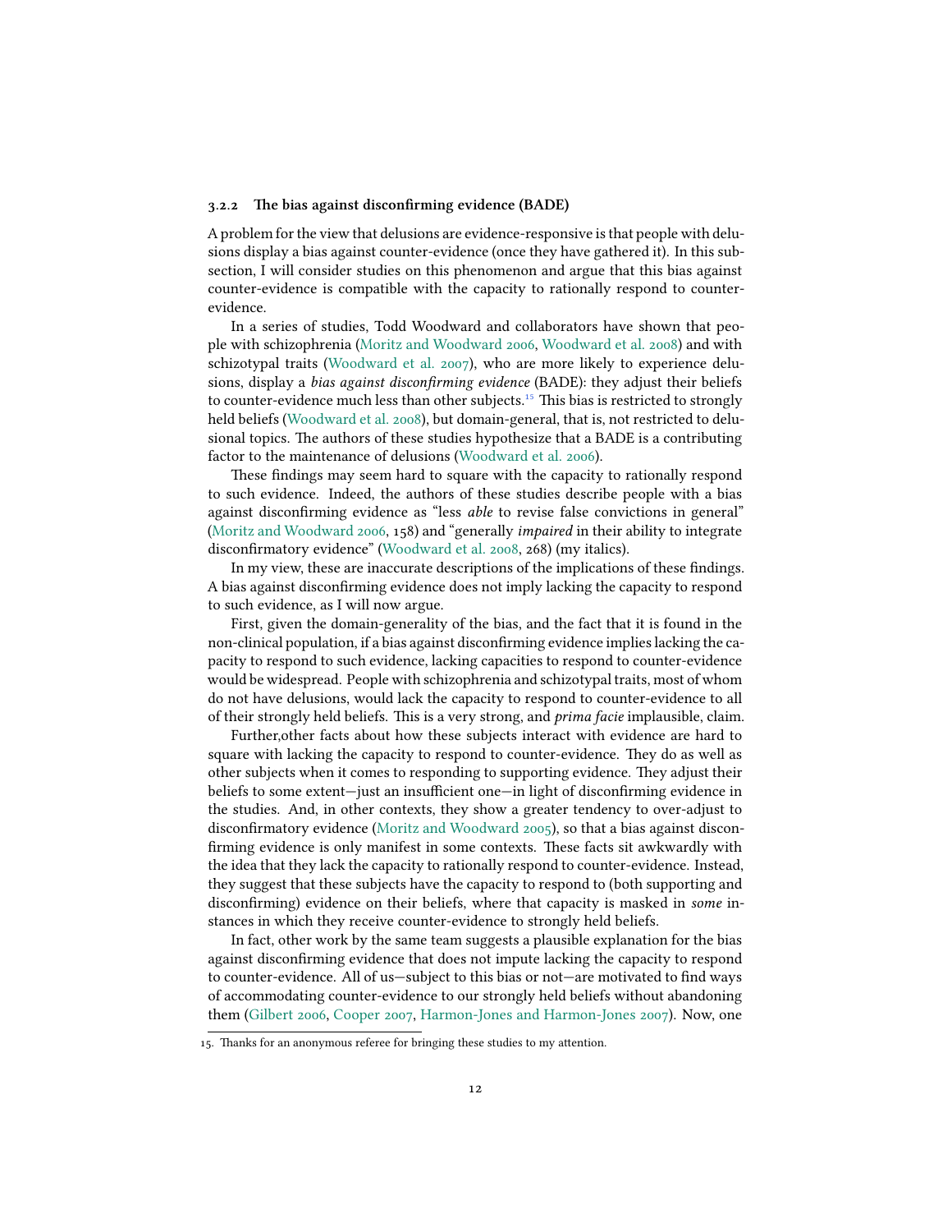### 3.2.2 The bias against disconfirming evidence (BADE)

A problem for the view that delusions are evidence-responsive is that people with delusions display a bias against counter-evidence (once they have gathered it). In this subsection, I will consider studies on this phenomenon and argue that this bias against counter-evidence is compatible with the capacity to rationally respond to counter-evidence.

In a series of studies, Todd Woodward and collaborators have shown that people with schizophrenia (Moritz and Woodward 2006, Woodward et al. 2008) and with schizotypal traits (Woodward et al. 2007), who are more likely to experience delusions, display a *bias against disconfirming evidence* (BADE): they adjust their beliefs to counter-evidence much less than other subjects.[15] This bias is restricted to strongly held beliefs (Woodward et al. 2008), but domain-general, that is, not restricted to delusional topics. The authors of these studies hypothesize that a BADE is a contributing factor to the maintenance of delusions (Woodward et al. 2006).

These findings may seem hard to square with the capacity to rationally respond to such evidence. Indeed, the authors of these studies describe people with a bias against disconfirming evidence as "less *able* to revise false convictions in general" (Moritz and Woodward 2006, 158) and "generally *impaired* in their ability to integrate disconfirmatory evidence" (Woodward et al. 2008, 268) (my italics).

In my view, these are inaccurate descriptions of the implications of these findings. A bias against disconfirming evidence does not imply lacking the capacity to respond to such evidence, as I will now argue.

First, given the domain-generality of the bias, and the fact that it is found in the non-clinical population, if a bias against disconfirming evidence implies lacking the capacity to respond to such evidence, lacking capacities to respond to counter-evidence would be widespread. People with schizophrenia and schizotypal traits, most of whom do not have delusions, would lack the capacity to respond to counter-evidence to all of their strongly held beliefs. This is a very strong, and *prima facie* implausible, claim.

Further,other facts about how these subjects interact with evidence are hard to square with lacking the capacity to respond to counter-evidence. They do as well as other subjects when it comes to responding to supporting evidence. They adjust their beliefs to some extent—just an insufficient one—in light of disconfirming evidence in the studies. And, in other contexts, they show a greater tendency to over-adjust to disconfirmatory evidence (Moritz and Woodward 2005), so that a bias against disconfirming evidence is only manifest in some contexts. These facts sit awkwardly with the idea that they lack the capacity to rationally respond to counter-evidence. Instead, they suggest that these subjects have the capacity to respond to (both supporting and disconfirming) evidence on their beliefs, where that capacity is masked in *some* instances in which they receive counter-evidence to strongly held beliefs.

In fact, other work by the same team suggests a plausible explanation for the bias against disconfirming evidence that does not impute lacking the capacity to respond to counter-evidence. All of us—subject to this bias or not—are motivated to find ways of accommodating counter-evidence to our strongly held beliefs without abandoning them (Gilbert 2006, Cooper 2007, Harmon-Jones and Harmon-Jones 2007). Now, one

15. Thanks for an anonymous referee for bringing these studies to my attention.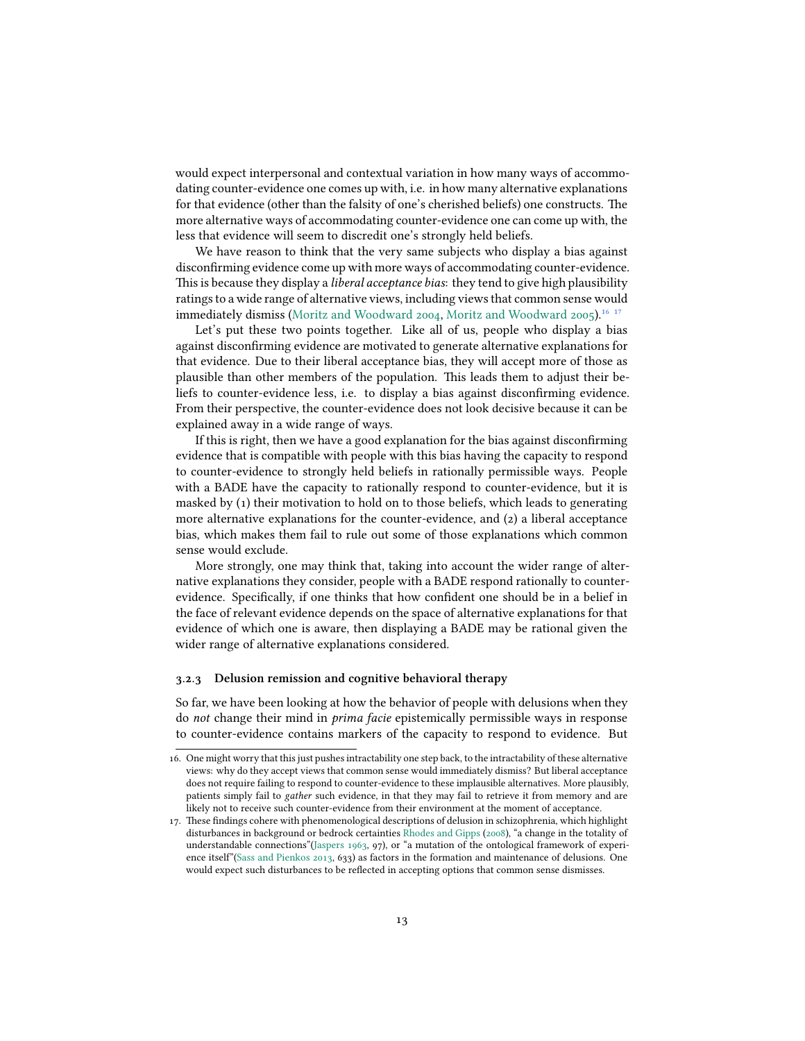would expect interpersonal and contextual variation in how many ways of accommodating counter-evidence one comes up with, i.e. in how many alternative explanations for that evidence (other than the falsity of one's cherished beliefs) one constructs. The more alternative ways of accommodating counter-evidence one can come up with, the less that evidence will seem to discredit one's strongly held beliefs.

We have reason to think that the very same subjects who display a bias against disconfirming evidence come up with more ways of accommodating counter-evidence. This is because they display a *liberal acceptance bias*: they tend to give high plausibility ratings to a wide range of alternative views, including views that common sense would immediately dismiss (Moritz and Woodward 2004, Moritz and Woodward 2005).[16] [17]

Let's put these two points together. Like all of us, people who display a bias against disconfirming evidence are motivated to generate alternative explanations for that evidence. Due to their liberal acceptance bias, they will accept more of those as plausible than other members of the population. This leads them to adjust their beliefs to counter-evidence less, i.e. to display a bias against disconfirming evidence. From their perspective, the counter-evidence does not look decisive because it can be explained away in a wide range of ways.

If this is right, then we have a good explanation for the bias against disconfirming evidence that is compatible with people with this bias having the capacity to respond to counter-evidence to strongly held beliefs in rationally permissible ways. People with a BADE have the capacity to rationally respond to counter-evidence, but it is masked by (1) their motivation to hold on to those beliefs, which leads to generating more alternative explanations for the counter-evidence, and (2) a liberal acceptance bias, which makes them fail to rule out some of those explanations which common sense would exclude.

More strongly, one may think that, taking into account the wider range of alternative explanations they consider, people with a BADE respond rationally to counter-evidence. Specifically, if one thinks that how confident one should be in a belief in the face of relevant evidence depends on the space of alternative explanations for that evidence of which one is aware, then displaying a BADE may be rational given the wider range of alternative explanations considered.

#### 3.2.3 Delusion remission and cognitive behavioral therapy

So far, we have been looking at how the behavior of people with delusions when they do *not* change their mind in *prima facie* epistemically permissible ways in response to counter-evidence contains markers of the capacity to respond to evidence. But

---

16. One might worry that this just pushes intractability one step back, to the intractability of these alternative views: why do they accept views that common sense would immediately dismiss? But liberal acceptance does not require failing to respond to counter-evidence to these implausible alternatives. More plausibly, patients simply fail to *gather* such evidence, in that they may fail to retrieve it from memory and are likely not to receive such counter-evidence from their environment at the moment of acceptance.

17. These findings cohere with phenomenological descriptions of delusion in schizophrenia, which highlight disturbances in background or bedrock certainties Rhodes and Gipps (2008), "a change in the totality of understandable connections"(Jaspers 1963, 97), or "a mutation of the ontological framework of experience itself"(Sass and Pienkos 2013, 633) as factors in the formation and maintenance of delusions. One would expect such disturbances to be reflected in accepting options that common sense dismisses.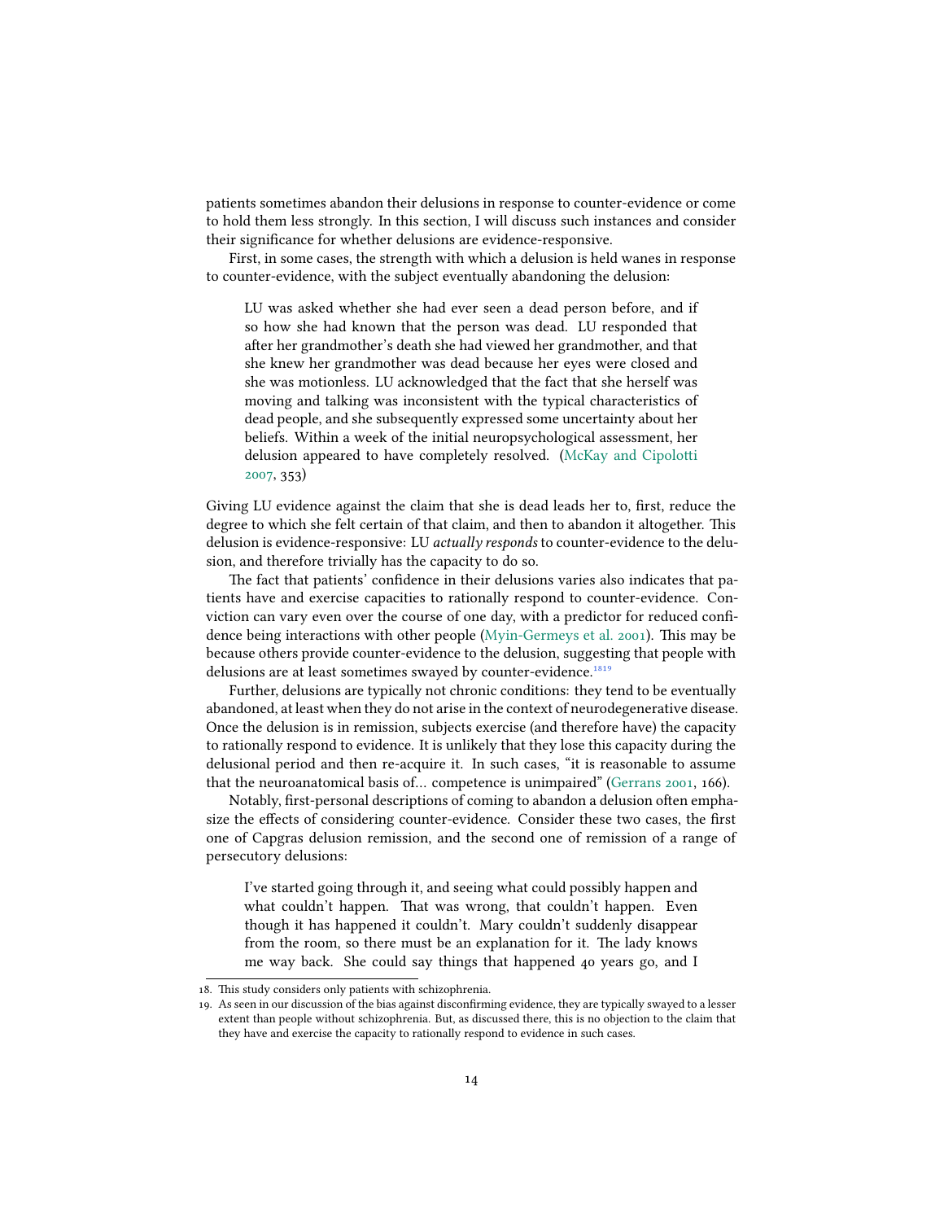patients sometimes abandon their delusions in response to counter-evidence or come to hold them less strongly. In this section, I will discuss such instances and consider their significance for whether delusions are evidence-responsive.

First, in some cases, the strength with which a delusion is held wanes in response to counter-evidence, with the subject eventually abandoning the delusion:

> LU was asked whether she had ever seen a dead person before, and if so how she had known that the person was dead. LU responded that after her grandmother's death she had viewed her grandmother, and that she knew her grandmother was dead because her eyes were closed and she was motionless. LU acknowledged that the fact that she herself was moving and talking was inconsistent with the typical characteristics of dead people, and she subsequently expressed some uncertainty about her beliefs. Within a week of the initial neuropsychological assessment, her delusion appeared to have completely resolved. (McKay and Cipolotti 2007, 353)

Giving LU evidence against the claim that she is dead leads her to, first, reduce the degree to which she felt certain of that claim, and then to abandon it altogether. This delusion is evidence-responsive: LU *actually responds* to counter-evidence to the delusion, and therefore trivially has the capacity to do so.

The fact that patients' confidence in their delusions varies also indicates that patients have and exercise capacities to rationally respond to counter-evidence. Conviction can vary even over the course of one day, with a predictor for reduced confidence being interactions with other people (Myin-Germeys et al. 2001). This may be because others provide counter-evidence to the delusion, suggesting that people with delusions are at least sometimes swayed by counter-evidence.[18][19]

Further, delusions are typically not chronic conditions: they tend to be eventually abandoned, at least when they do not arise in the context of neurodegenerative disease. Once the delusion is in remission, subjects exercise (and therefore have) the capacity to rationally respond to evidence. It is unlikely that they lose this capacity during the delusional period and then re-acquire it. In such cases, "it is reasonable to assume that the neuroanatomical basis of… competence is unimpaired" (Gerrans 2001, 166).

Notably, first-personal descriptions of coming to abandon a delusion often emphasize the effects of considering counter-evidence. Consider these two cases, the first one of Capgras delusion remission, and the second one of remission of a range of persecutory delusions:

> I've started going through it, and seeing what could possibly happen and what couldn't happen. That was wrong, that couldn't happen. Even though it has happened it couldn't. Mary couldn't suddenly disappear from the room, so there must be an explanation for it. The lady knows me way back. She could say things that happened 40 years go, and I

18. This study considers only patients with schizophrenia.

19. As seen in our discussion of the bias against disconfirming evidence, they are typically swayed to a lesser extent than people without schizophrenia. But, as discussed there, this is no objection to the claim that they have and exercise the capacity to rationally respond to evidence in such cases.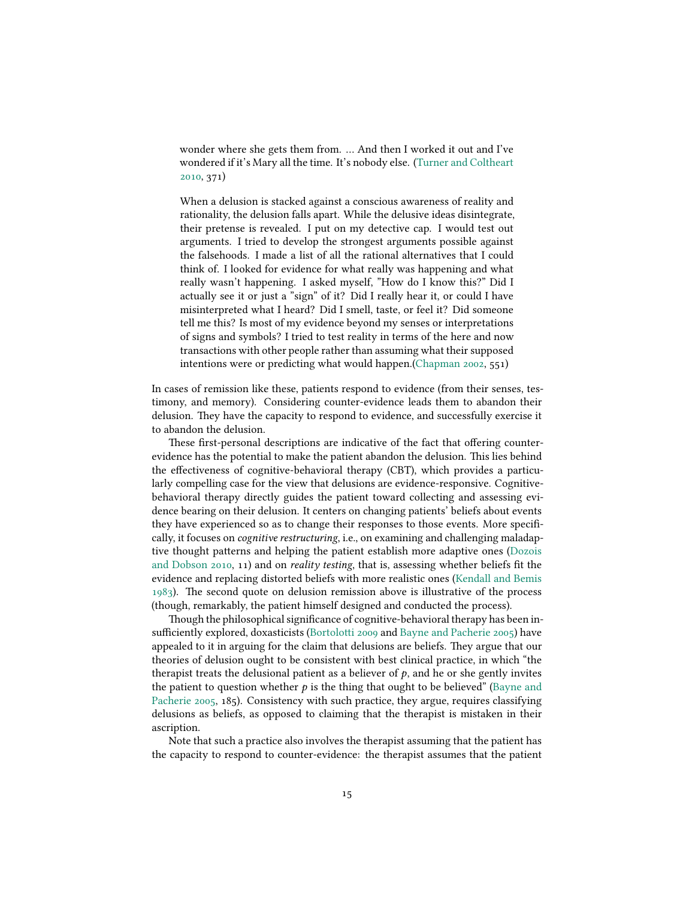> wonder where she gets them from. ... And then I worked it out and I've wondered if it's Mary all the time. It's nobody else. (Turner and Coltheart 2010, 371)

> When a delusion is stacked against a conscious awareness of reality and rationality, the delusion falls apart. While the delusive ideas disintegrate, their pretense is revealed. I put on my detective cap. I would test out arguments. I tried to develop the strongest arguments possible against the falsehoods. I made a list of all the rational alternatives that I could think of. I looked for evidence for what really was happening and what really wasn't happening. I asked myself, "How do I know this?" Did I actually see it or just a "sign" of it? Did I really hear it, or could I have misinterpreted what I heard? Did I smell, taste, or feel it? Did someone tell me this? Is most of my evidence beyond my senses or interpretations of signs and symbols? I tried to test reality in terms of the here and now transactions with other people rather than assuming what their supposed intentions were or predicting what would happen.(Chapman 2002, 551)

In cases of remission like these, patients respond to evidence (from their senses, testimony, and memory). Considering counter-evidence leads them to abandon their delusion. They have the capacity to respond to evidence, and successfully exercise it to abandon the delusion.

These first-personal descriptions are indicative of the fact that offering counter-evidence has the potential to make the patient abandon the delusion. This lies behind the effectiveness of cognitive-behavioral therapy (CBT), which provides a particularly compelling case for the view that delusions are evidence-responsive. Cognitive-behavioral therapy directly guides the patient toward collecting and assessing evidence bearing on their delusion. It centers on changing patients' beliefs about events they have experienced so as to change their responses to those events. More specifically, it focuses on *cognitive restructuring*, i.e., on examining and challenging maladaptive thought patterns and helping the patient establish more adaptive ones (Dozois and Dobson 2010, 11) and on *reality testing*, that is, assessing whether beliefs fit the evidence and replacing distorted beliefs with more realistic ones (Kendall and Bemis 1983). The second quote on delusion remission above is illustrative of the process (though, remarkably, the patient himself designed and conducted the process).

Though the philosophical significance of cognitive-behavioral therapy has been insufficiently explored, doxasticists (Bortolotti 2009 and Bayne and Pacherie 2005) have appealed to it in arguing for the claim that delusions are beliefs. They argue that our theories of delusion ought to be consistent with best clinical practice, in which "the therapist treats the delusional patient as a believer of $p$, and he or she gently invites the patient to question whether $p$ is the thing that ought to be believed" (Bayne and Pacherie 2005, 185). Consistency with such practice, they argue, requires classifying delusions as beliefs, as opposed to claiming that the therapist is mistaken in their ascription.

Note that such a practice also involves the therapist assuming that the patient has the capacity to respond to counter-evidence: the therapist assumes that the patient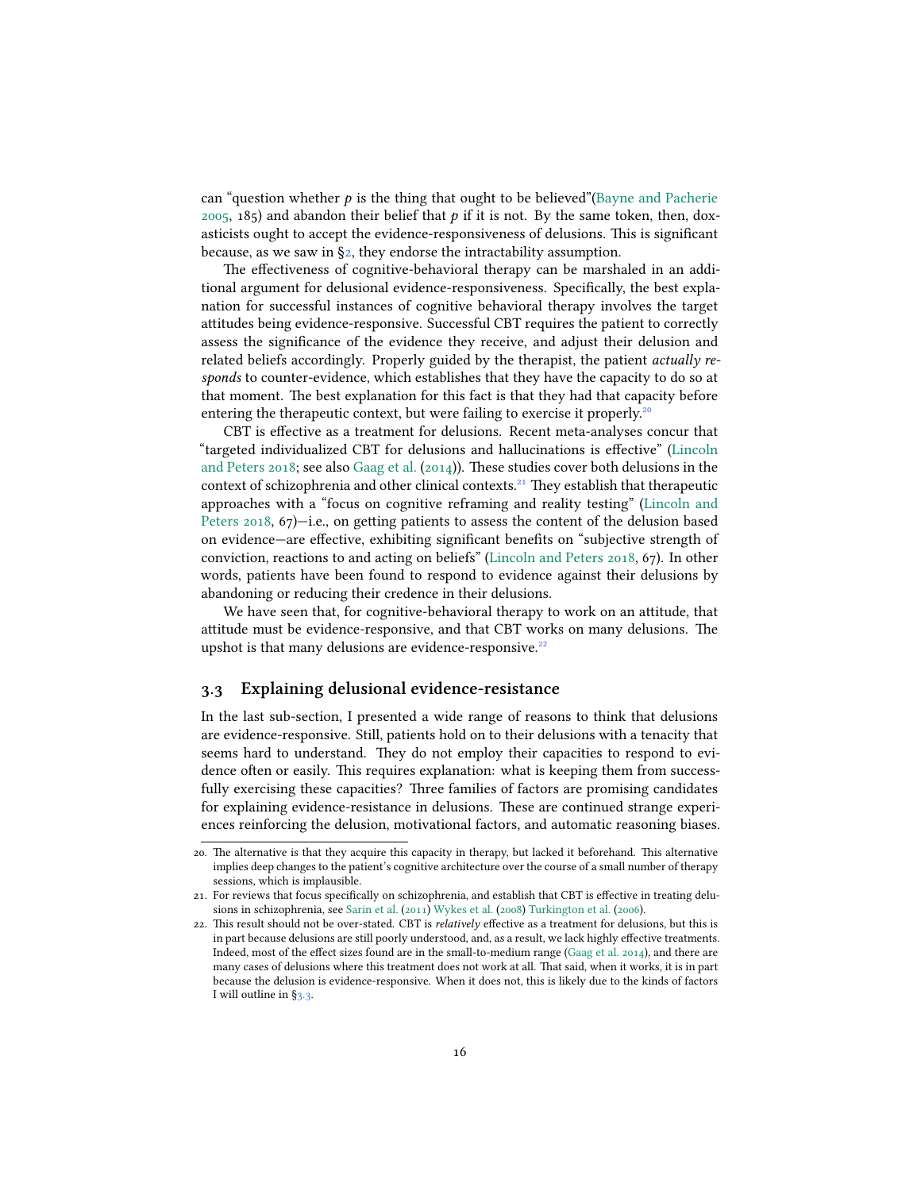can "question whether $p$ is the thing that ought to be believed"(Bayne and Pacherie 2005, 185) and abandon their belief that $p$ if it is not. By the same token, then, doxasticists ought to accept the evidence-responsiveness of delusions. This is significant because, as we saw in §2, they endorse the intractability assumption.

The effectiveness of cognitive-behavioral therapy can be marshaled in an additional argument for delusional evidence-responsiveness. Specifically, the best explanation for successful instances of cognitive behavioral therapy involves the target attitudes being evidence-responsive. Successful CBT requires the patient to correctly assess the significance of the evidence they receive, and adjust their delusion and related beliefs accordingly. Properly guided by the therapist, the patient *actually responds* to counter-evidence, which establishes that they have the capacity to do so at that moment. The best explanation for this fact is that they had that capacity before entering the therapeutic context, but were failing to exercise it properly.[20]

CBT is effective as a treatment for delusions. Recent meta-analyses concur that "targeted individualized CBT for delusions and hallucinations is effective" (Lincoln and Peters 2018; see also Gaag et al. (2014)). These studies cover both delusions in the context of schizophrenia and other clinical contexts.[21] They establish that therapeutic approaches with a "focus on cognitive reframing and reality testing" (Lincoln and Peters 2018, 67)—i.e., on getting patients to assess the content of the delusion based on evidence—are effective, exhibiting significant benefits on "subjective strength of conviction, reactions to and acting on beliefs" (Lincoln and Peters 2018, 67). In other words, patients have been found to respond to evidence against their delusions by abandoning or reducing their credence in their delusions.

We have seen that, for cognitive-behavioral therapy to work on an attitude, that attitude must be evidence-responsive, and that CBT works on many delusions. The upshot is that many delusions are evidence-responsive.[22]

### 3.3 Explaining delusional evidence-resistance

In the last sub-section, I presented a wide range of reasons to think that delusions are evidence-responsive. Still, patients hold on to their delusions with a tenacity that seems hard to understand. They do not employ their capacities to respond to evidence often or easily. This requires explanation: what is keeping them from successfully exercising these capacities? Three families of factors are promising candidates for explaining evidence-resistance in delusions. These are continued strange experiences reinforcing the delusion, motivational factors, and automatic reasoning biases.

20. The alternative is that they acquire this capacity in therapy, but lacked it beforehand. This alternative implies deep changes to the patient's cognitive architecture over the course of a small number of therapy sessions, which is implausible.

21. For reviews that focus specifically on schizophrenia, and establish that CBT is effective in treating delusions in schizophrenia, see Sarin et al. (2011) Wykes et al. (2008) Turkington et al. (2006).

22. This result should not be over-stated. CBT is *relatively* effective as a treatment for delusions, but this is in part because delusions are still poorly understood, and, as a result, we lack highly effective treatments. Indeed, most of the effect sizes found are in the small-to-medium range (Gaag et al. 2014), and there are many cases of delusions where this treatment does not work at all. That said, when it works, it is in part because the delusion is evidence-responsive. When it does not, this is likely due to the kinds of factors I will outline in §3.3.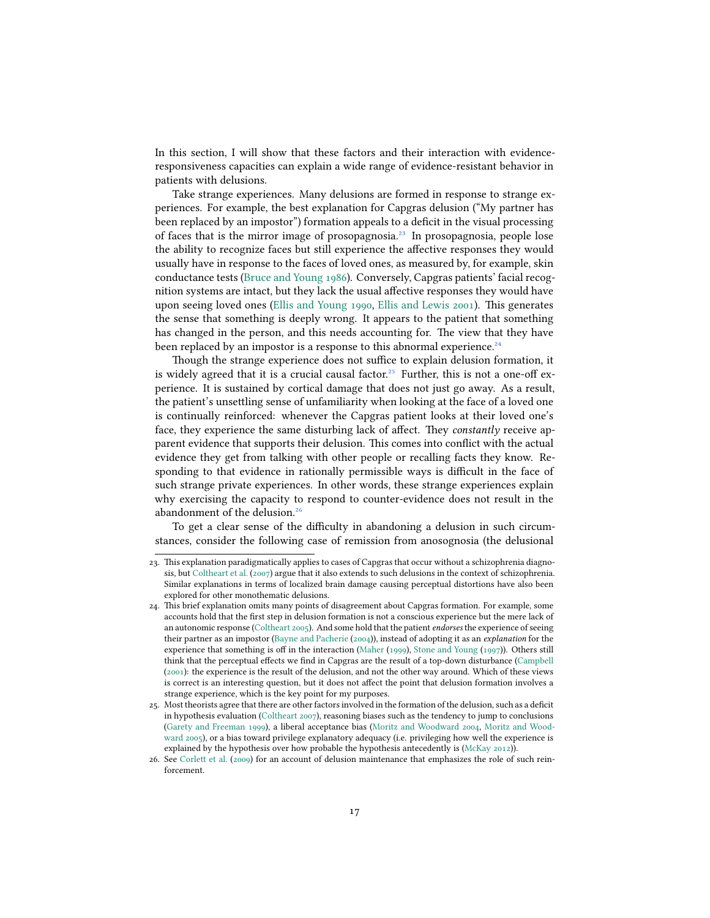In this section, I will show that these factors and their interaction with evidence-responsiveness capacities can explain a wide range of evidence-resistant behavior in patients with delusions.

Take strange experiences. Many delusions are formed in response to strange experiences. For example, the best explanation for Capgras delusion ("My partner has been replaced by an impostor") formation appeals to a deficit in the visual processing of faces that is the mirror image of prosopagnosia.[23] In prosopagnosia, people lose the ability to recognize faces but still experience the affective responses they would usually have in response to the faces of loved ones, as measured by, for example, skin conductance tests (Bruce and Young 1986). Conversely, Capgras patients' facial recognition systems are intact, but they lack the usual affective responses they would have upon seeing loved ones (Ellis and Young 1990, Ellis and Lewis 2001). This generates the sense that something is deeply wrong. It appears to the patient that something has changed in the person, and this needs accounting for. The view that they have been replaced by an impostor is a response to this abnormal experience.[24]

Though the strange experience does not suffice to explain delusion formation, it is widely agreed that it is a crucial causal factor.[25] Further, this is not a one-off experience. It is sustained by cortical damage that does not just go away. As a result, the patient's unsettling sense of unfamiliarity when looking at the face of a loved one is continually reinforced: whenever the Capgras patient looks at their loved one's face, they experience the same disturbing lack of affect. They *constantly* receive apparent evidence that supports their delusion. This comes into conflict with the actual evidence they get from talking with other people or recalling facts they know. Responding to that evidence in rationally permissible ways is difficult in the face of such strange private experiences. In other words, these strange experiences explain why exercising the capacity to respond to counter-evidence does not result in the abandonment of the delusion.[26]

To get a clear sense of the difficulty in abandoning a delusion in such circumstances, consider the following case of remission from anosognosia (the delusional

---

23. This explanation paradigmatically applies to cases of Capgras that occur without a schizophrenia diagnosis, but Coltheart et al. (2007) argue that it also extends to such delusions in the context of schizophrenia. Similar explanations in terms of localized brain damage causing perceptual distortions have also been explored for other monothematic delusions.

24. This brief explanation omits many points of disagreement about Capgras formation. For example, some accounts hold that the first step in delusion formation is not a conscious experience but the mere lack of an autonomic response (Coltheart 2005). And some hold that the patient *endorses* the experience of seeing their partner as an impostor (Bayne and Pacherie (2004)), instead of adopting it as an *explanation* for the experience that something is off in the interaction (Maher (1999), Stone and Young (1997)). Others still think that the perceptual effects we find in Capgras are the result of a top-down disturbance (Campbell (2001): the experience is the result of the delusion, and not the other way around. Which of these views is correct is an interesting question, but it does not affect the point that delusion formation involves a strange experience, which is the key point for my purposes.

25. Most theorists agree that there are other factors involved in the formation of the delusion, such as a deficit in hypothesis evaluation (Coltheart 2007), reasoning biases such as the tendency to jump to conclusions (Garety and Freeman 1999), a liberal acceptance bias (Moritz and Woodward 2004, Moritz and Woodward 2005), or a bias toward privilege explanatory adequacy (i.e. privileging how well the experience is explained by the hypothesis over how probable the hypothesis antecedently is (McKay 2012)).

26. See Corlett et al. (2009) for an account of delusion maintenance that emphasizes the role of such reinforcement.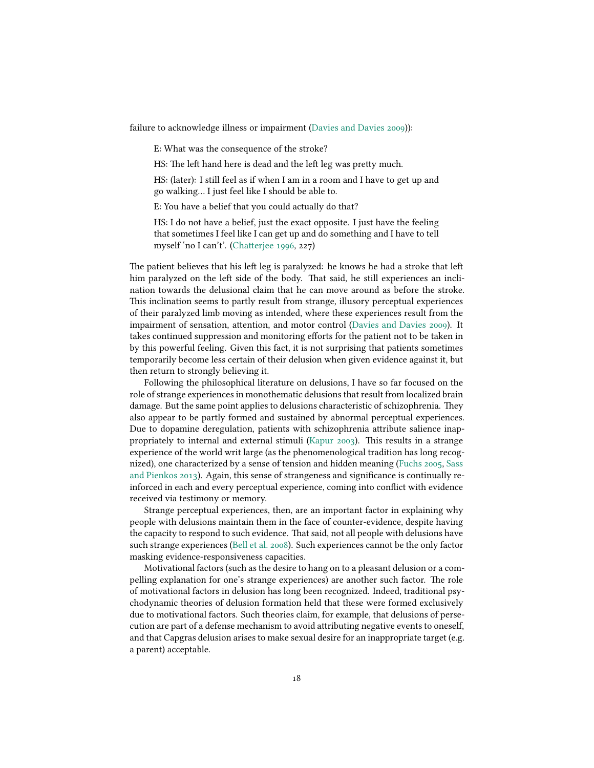failure to acknowledge illness or impairment (Davies and Davies 2009)):

> E: What was the consequence of the stroke?
>
> HS: The left hand here is dead and the left leg was pretty much.
>
> HS: (later): I still feel as if when I am in a room and I have to get up and go walking… I just feel like I should be able to.
>
> E: You have a belief that you could actually do that?
>
> HS: I do not have a belief, just the exact opposite. I just have the feeling that sometimes I feel like I can get up and do something and I have to tell myself 'no I can't'. (Chatterjee 1996, 227)

The patient believes that his left leg is paralyzed: he knows he had a stroke that left him paralyzed on the left side of the body. That said, he still experiences an inclination towards the delusional claim that he can move around as before the stroke. This inclination seems to partly result from strange, illusory perceptual experiences of their paralyzed limb moving as intended, where these experiences result from the impairment of sensation, attention, and motor control (Davies and Davies 2009). It takes continued suppression and monitoring efforts for the patient not to be taken in by this powerful feeling. Given this fact, it is not surprising that patients sometimes temporarily become less certain of their delusion when given evidence against it, but then return to strongly believing it.

Following the philosophical literature on delusions, I have so far focused on the role of strange experiences in monothematic delusions that result from localized brain damage. But the same point applies to delusions characteristic of schizophrenia. They also appear to be partly formed and sustained by abnormal perceptual experiences. Due to dopamine deregulation, patients with schizophrenia attribute salience inappropriately to internal and external stimuli (Kapur 2003). This results in a strange experience of the world writ large (as the phenomenological tradition has long recognized), one characterized by a sense of tension and hidden meaning (Fuchs 2005, Sass and Pienkos 2013). Again, this sense of strangeness and significance is continually reinforced in each and every perceptual experience, coming into conflict with evidence received via testimony or memory.

Strange perceptual experiences, then, are an important factor in explaining why people with delusions maintain them in the face of counter-evidence, despite having the capacity to respond to such evidence. That said, not all people with delusions have such strange experiences (Bell et al. 2008). Such experiences cannot be the only factor masking evidence-responsiveness capacities.

Motivational factors (such as the desire to hang on to a pleasant delusion or a compelling explanation for one's strange experiences) are another such factor. The role of motivational factors in delusion has long been recognized. Indeed, traditional psychodynamic theories of delusion formation held that these were formed exclusively due to motivational factors. Such theories claim, for example, that delusions of persecution are part of a defense mechanism to avoid attributing negative events to oneself, and that Capgras delusion arises to make sexual desire for an inappropriate target (e.g. a parent) acceptable.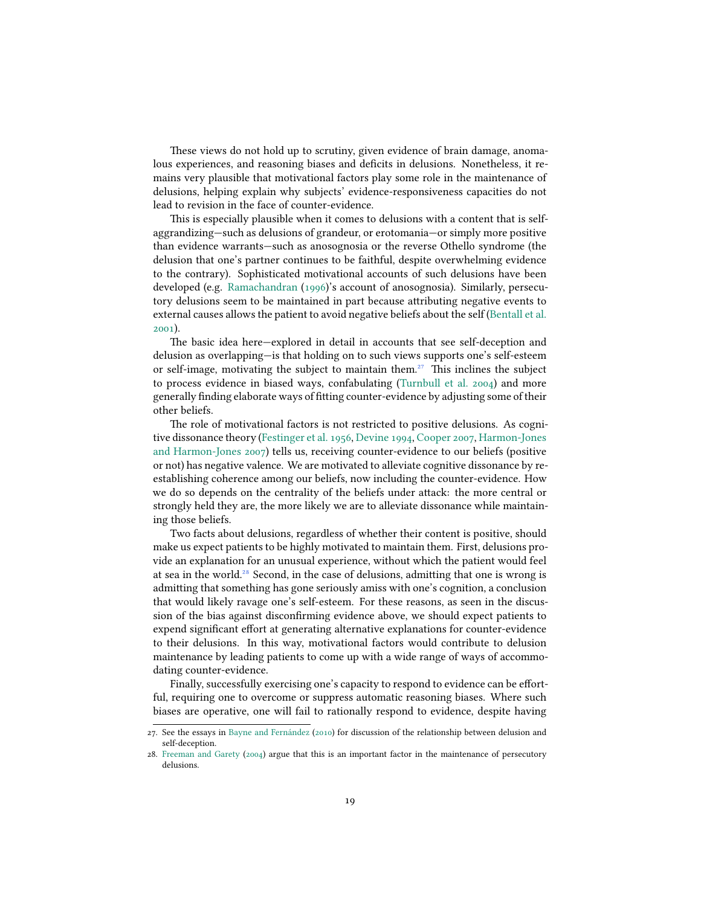These views do not hold up to scrutiny, given evidence of brain damage, anomalous experiences, and reasoning biases and deficits in delusions. Nonetheless, it remains very plausible that motivational factors play some role in the maintenance of delusions, helping explain why subjects' evidence-responsiveness capacities do not lead to revision in the face of counter-evidence.

This is especially plausible when it comes to delusions with a content that is self-aggrandizing—such as delusions of grandeur, or erotomania—or simply more positive than evidence warrants—such as anosognosia or the reverse Othello syndrome (the delusion that one's partner continues to be faithful, despite overwhelming evidence to the contrary). Sophisticated motivational accounts of such delusions have been developed (e.g. Ramachandran (1996)'s account of anosognosia). Similarly, persecutory delusions seem to be maintained in part because attributing negative events to external causes allows the patient to avoid negative beliefs about the self (Bentall et al. 2001).

The basic idea here—explored in detail in accounts that see self-deception and delusion as overlapping—is that holding on to such views supports one's self-esteem or self-image, motivating the subject to maintain them.[27] This inclines the subject to process evidence in biased ways, confabulating (Turnbull et al. 2004) and more generally finding elaborate ways of fitting counter-evidence by adjusting some of their other beliefs.

The role of motivational factors is not restricted to positive delusions. As cognitive dissonance theory (Festinger et al. 1956, Devine 1994, Cooper 2007, Harmon-Jones and Harmon-Jones 2007) tells us, receiving counter-evidence to our beliefs (positive or not) has negative valence. We are motivated to alleviate cognitive dissonance by re-establishing coherence among our beliefs, now including the counter-evidence. How we do so depends on the centrality of the beliefs under attack: the more central or strongly held they are, the more likely we are to alleviate dissonance while maintaining those beliefs.

Two facts about delusions, regardless of whether their content is positive, should make us expect patients to be highly motivated to maintain them. First, delusions provide an explanation for an unusual experience, without which the patient would feel at sea in the world.[28] Second, in the case of delusions, admitting that one is wrong is admitting that something has gone seriously amiss with one's cognition, a conclusion that would likely ravage one's self-esteem. For these reasons, as seen in the discussion of the bias against disconfirming evidence above, we should expect patients to expend significant effort at generating alternative explanations for counter-evidence to their delusions. In this way, motivational factors would contribute to delusion maintenance by leading patients to come up with a wide range of ways of accommodating counter-evidence.

Finally, successfully exercising one's capacity to respond to evidence can be effortful, requiring one to overcome or suppress automatic reasoning biases. Where such biases are operative, one will fail to rationally respond to evidence, despite having

27. See the essays in Bayne and Fernández (2010) for discussion of the relationship between delusion and self-deception.

28. Freeman and Garety (2004) argue that this is an important factor in the maintenance of persecutory delusions.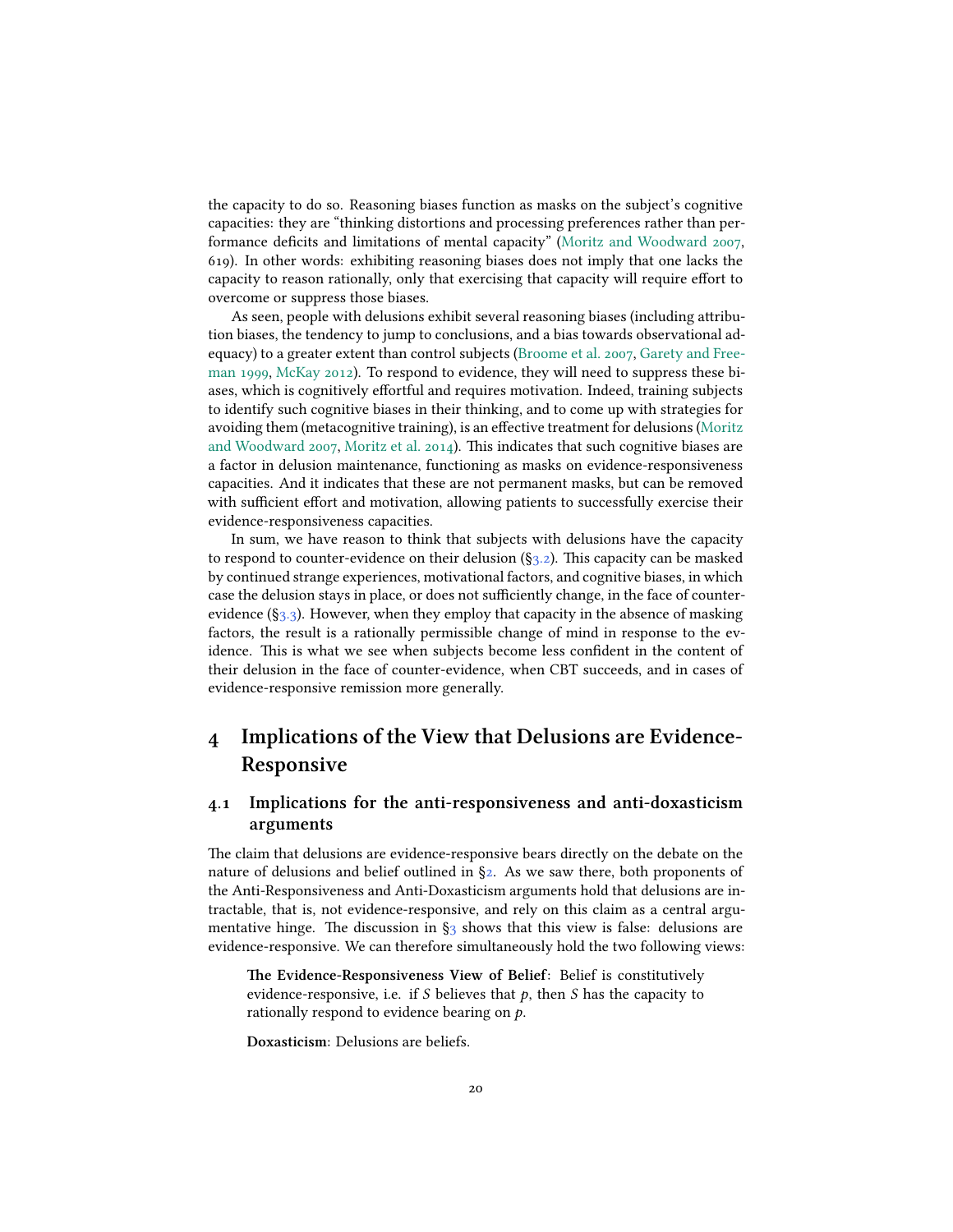the capacity to do so. Reasoning biases function as masks on the subject's cognitive capacities: they are "thinking distortions and processing preferences rather than performance deficits and limitations of mental capacity" (Moritz and Woodward 2007, 619). In other words: exhibiting reasoning biases does not imply that one lacks the capacity to reason rationally, only that exercising that capacity will require effort to overcome or suppress those biases.

As seen, people with delusions exhibit several reasoning biases (including attribution biases, the tendency to jump to conclusions, and a bias towards observational adequacy) to a greater extent than control subjects (Broome et al. 2007, Garety and Freeman 1999, McKay 2012). To respond to evidence, they will need to suppress these biases, which is cognitively effortful and requires motivation. Indeed, training subjects to identify such cognitive biases in their thinking, and to come up with strategies for avoiding them (metacognitive training), is an effective treatment for delusions (Moritz and Woodward 2007, Moritz et al. 2014). This indicates that such cognitive biases are a factor in delusion maintenance, functioning as masks on evidence-responsiveness capacities. And it indicates that these are not permanent masks, but can be removed with sufficient effort and motivation, allowing patients to successfully exercise their evidence-responsiveness capacities.

In sum, we have reason to think that subjects with delusions have the capacity to respond to counter-evidence on their delusion (§3.2). This capacity can be masked by continued strange experiences, motivational factors, and cognitive biases, in which case the delusion stays in place, or does not sufficiently change, in the face of counter-evidence (§3.3). However, when they employ that capacity in the absence of masking factors, the result is a rationally permissible change of mind in response to the evidence. This is what we see when subjects become less confident in the content of their delusion in the face of counter-evidence, when CBT succeeds, and in cases of evidence-responsive remission more generally.

# 4 Implications of the View that Delusions are Evidence-Responsive

## 4.1 Implications for the anti-responsiveness and anti-doxasticism arguments

The claim that delusions are evidence-responsive bears directly on the debate on the nature of delusions and belief outlined in §2. As we saw there, both proponents of the Anti-Responsiveness and Anti-Doxasticism arguments hold that delusions are intractable, that is, not evidence-responsive, and rely on this claim as a central argumentative hinge. The discussion in §3 shows that this view is false: delusions are evidence-responsive. We can therefore simultaneously hold the two following views:

> **The Evidence-Responsiveness View of Belief**: Belief is constitutively evidence-responsive, i.e. if *S* believes that *p*, then *S* has the capacity to rationally respond to evidence bearing on *p*.

> **Doxasticism**: Delusions are beliefs.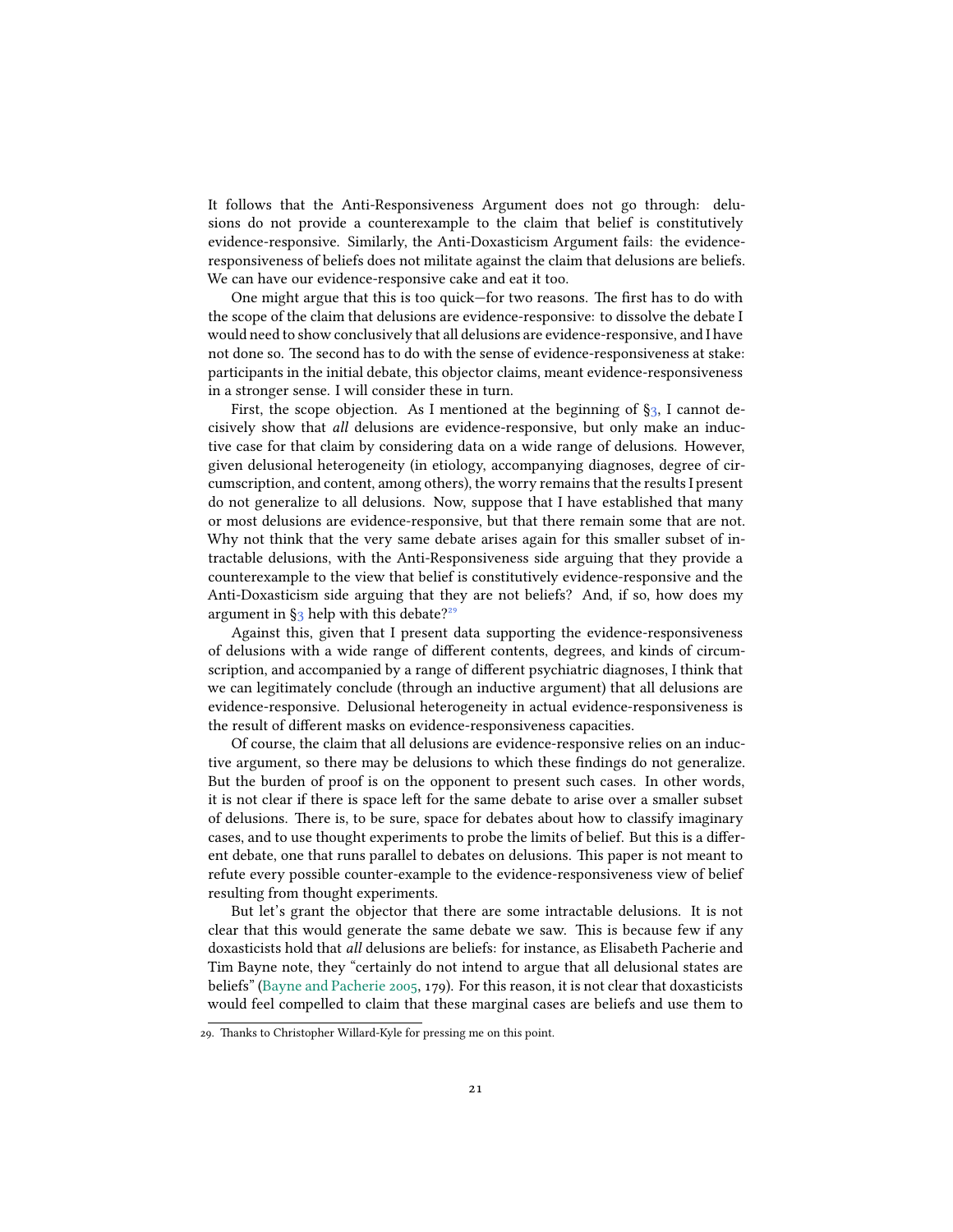It follows that the Anti-Responsiveness Argument does not go through: delusions do not provide a counterexample to the claim that belief is constitutively evidence-responsive. Similarly, the Anti-Doxasticism Argument fails: the evidence-responsiveness of beliefs does not militate against the claim that delusions are beliefs. We can have our evidence-responsive cake and eat it too.

One might argue that this is too quick—for two reasons. The first has to do with the scope of the claim that delusions are evidence-responsive: to dissolve the debate I would need to show conclusively that all delusions are evidence-responsive, and I have not done so. The second has to do with the sense of evidence-responsiveness at stake: participants in the initial debate, this objector claims, meant evidence-responsiveness in a stronger sense. I will consider these in turn.

First, the scope objection. As I mentioned at the beginning of §3, I cannot decisively show that *all* delusions are evidence-responsive, but only make an inductive case for that claim by considering data on a wide range of delusions. However, given delusional heterogeneity (in etiology, accompanying diagnoses, degree of circumscription, and content, among others), the worry remains that the results I present do not generalize to all delusions. Now, suppose that I have established that many or most delusions are evidence-responsive, but that there remain some that are not. Why not think that the very same debate arises again for this smaller subset of intractable delusions, with the Anti-Responsiveness side arguing that they provide a counterexample to the view that belief is constitutively evidence-responsive and the Anti-Doxasticism side arguing that they are not beliefs? And, if so, how does my argument in §3 help with this debate?[29]

Against this, given that I present data supporting the evidence-responsiveness of delusions with a wide range of different contents, degrees, and kinds of circumscription, and accompanied by a range of different psychiatric diagnoses, I think that we can legitimately conclude (through an inductive argument) that all delusions are evidence-responsive. Delusional heterogeneity in actual evidence-responsiveness is the result of different masks on evidence-responsiveness capacities.

Of course, the claim that all delusions are evidence-responsive relies on an inductive argument, so there may be delusions to which these findings do not generalize. But the burden of proof is on the opponent to present such cases. In other words, it is not clear if there is space left for the same debate to arise over a smaller subset of delusions. There is, to be sure, space for debates about how to classify imaginary cases, and to use thought experiments to probe the limits of belief. But this is a different debate, one that runs parallel to debates on delusions. This paper is not meant to refute every possible counter-example to the evidence-responsiveness view of belief resulting from thought experiments.

But let's grant the objector that there are some intractable delusions. It is not clear that this would generate the same debate we saw. This is because few if any doxasticists hold that *all* delusions are beliefs: for instance, as Elisabeth Pacherie and Tim Bayne note, they "certainly do not intend to argue that all delusional states are beliefs" (Bayne and Pacherie 2005, 179). For this reason, it is not clear that doxasticists would feel compelled to claim that these marginal cases are beliefs and use them to

29. Thanks to Christopher Willard-Kyle for pressing me on this point.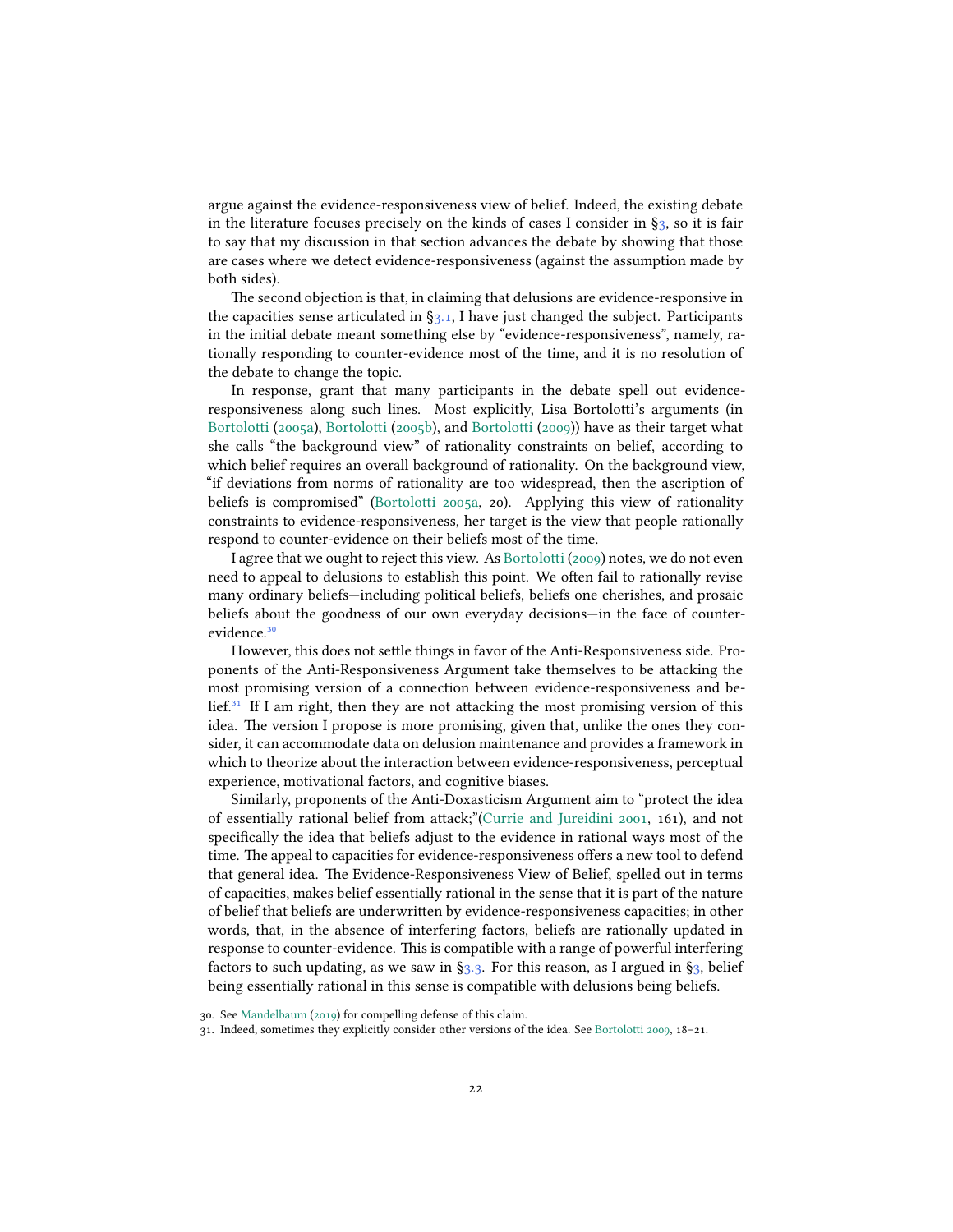argue against the evidence-responsiveness view of belief. Indeed, the existing debate in the literature focuses precisely on the kinds of cases I consider in §3, so it is fair to say that my discussion in that section advances the debate by showing that those are cases where we detect evidence-responsiveness (against the assumption made by both sides).

The second objection is that, in claiming that delusions are evidence-responsive in the capacities sense articulated in §3.1, I have just changed the subject. Participants in the initial debate meant something else by "evidence-responsiveness", namely, rationally responding to counter-evidence most of the time, and it is no resolution of the debate to change the topic.

In response, grant that many participants in the debate spell out evidence-responsiveness along such lines. Most explicitly, Lisa Bortolotti's arguments (in Bortolotti (2005a), Bortolotti (2005b), and Bortolotti (2009)) have as their target what she calls "the background view" of rationality constraints on belief, according to which belief requires an overall background of rationality. On the background view, "if deviations from norms of rationality are too widespread, then the ascription of beliefs is compromised" (Bortolotti 2005a, 20). Applying this view of rationality constraints to evidence-responsiveness, her target is the view that people rationally respond to counter-evidence on their beliefs most of the time.

I agree that we ought to reject this view. As Bortolotti (2009) notes, we do not even need to appeal to delusions to establish this point. We often fail to rationally revise many ordinary beliefs—including political beliefs, beliefs one cherishes, and prosaic beliefs about the goodness of our own everyday decisions—in the face of counter-evidence.[30]

However, this does not settle things in favor of the Anti-Responsiveness side. Proponents of the Anti-Responsiveness Argument take themselves to be attacking the most promising version of a connection between evidence-responsiveness and belief.[31] If I am right, then they are not attacking the most promising version of this idea. The version I propose is more promising, given that, unlike the ones they consider, it can accommodate data on delusion maintenance and provides a framework in which to theorize about the interaction between evidence-responsiveness, perceptual experience, motivational factors, and cognitive biases.

Similarly, proponents of the Anti-Doxasticism Argument aim to "protect the idea of essentially rational belief from attack;"(Currie and Jureidini 2001, 161), and not specifically the idea that beliefs adjust to the evidence in rational ways most of the time. The appeal to capacities for evidence-responsiveness offers a new tool to defend that general idea. The Evidence-Responsiveness View of Belief, spelled out in terms of capacities, makes belief essentially rational in the sense that it is part of the nature of belief that beliefs are underwritten by evidence-responsiveness capacities; in other words, that, in the absence of interfering factors, beliefs are rationally updated in response to counter-evidence. This is compatible with a range of powerful interfering factors to such updating, as we saw in §3.3. For this reason, as I argued in §3, belief being essentially rational in this sense is compatible with delusions being beliefs.

---

30. See Mandelbaum (2019) for compelling defense of this claim.

31. Indeed, sometimes they explicitly consider other versions of the idea. See Bortolotti 2009, 18–21.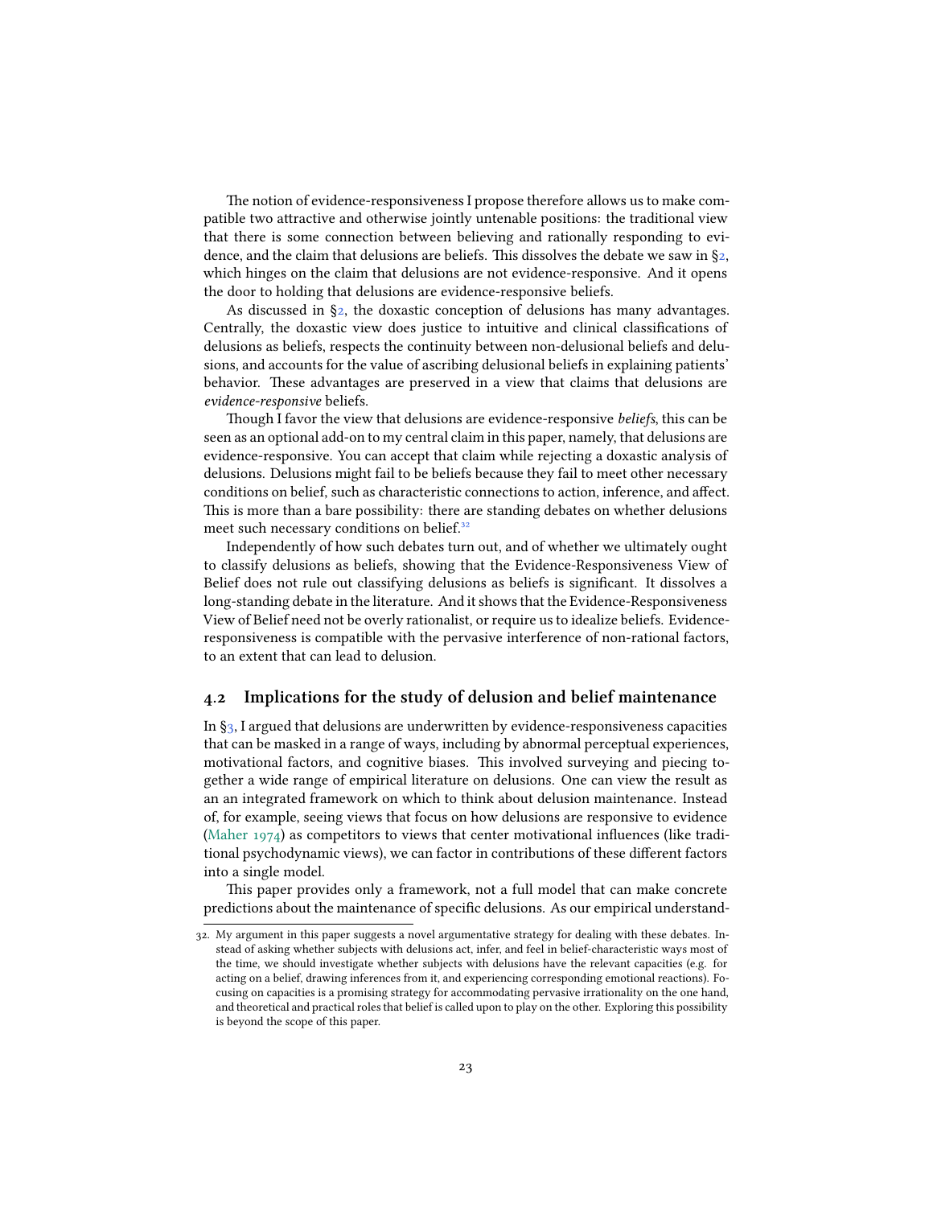The notion of evidence-responsiveness I propose therefore allows us to make compatible two attractive and otherwise jointly untenable positions: the traditional view that there is some connection between believing and rationally responding to evidence, and the claim that delusions are beliefs. This dissolves the debate we saw in §2, which hinges on the claim that delusions are not evidence-responsive. And it opens the door to holding that delusions are evidence-responsive beliefs.

As discussed in §2, the doxastic conception of delusions has many advantages. Centrally, the doxastic view does justice to intuitive and clinical classifications of delusions as beliefs, respects the continuity between non-delusional beliefs and delusions, and accounts for the value of ascribing delusional beliefs in explaining patients' behavior. These advantages are preserved in a view that claims that delusions are *evidence-responsive* beliefs.

Though I favor the view that delusions are evidence-responsive *beliefs*, this can be seen as an optional add-on to my central claim in this paper, namely, that delusions are evidence-responsive. You can accept that claim while rejecting a doxastic analysis of delusions. Delusions might fail to be beliefs because they fail to meet other necessary conditions on belief, such as characteristic connections to action, inference, and affect. This is more than a bare possibility: there are standing debates on whether delusions meet such necessary conditions on belief.[32]

Independently of how such debates turn out, and of whether we ultimately ought to classify delusions as beliefs, showing that the Evidence-Responsiveness View of Belief does not rule out classifying delusions as beliefs is significant. It dissolves a long-standing debate in the literature. And it shows that the Evidence-Responsiveness View of Belief need not be overly rationalist, or require us to idealize beliefs. Evidence-responsiveness is compatible with the pervasive interference of non-rational factors, to an extent that can lead to delusion.

## 4.2 Implications for the study of delusion and belief maintenance

In §3, I argued that delusions are underwritten by evidence-responsiveness capacities that can be masked in a range of ways, including by abnormal perceptual experiences, motivational factors, and cognitive biases. This involved surveying and piecing together a wide range of empirical literature on delusions. One can view the result as an an integrated framework on which to think about delusion maintenance. Instead of, for example, seeing views that focus on how delusions are responsive to evidence (Maher 1974) as competitors to views that center motivational influences (like traditional psychodynamic views), we can factor in contributions of these different factors into a single model.

This paper provides only a framework, not a full model that can make concrete predictions about the maintenance of specific delusions. As our empirical understand-

32. My argument in this paper suggests a novel argumentative strategy for dealing with these debates. Instead of asking whether subjects with delusions act, infer, and feel in belief-characteristic ways most of the time, we should investigate whether subjects with delusions have the relevant capacities (e.g. for acting on a belief, drawing inferences from it, and experiencing corresponding emotional reactions). Focusing on capacities is a promising strategy for accommodating pervasive irrationality on the one hand, and theoretical and practical roles that belief is called upon to play on the other. Exploring this possibility is beyond the scope of this paper.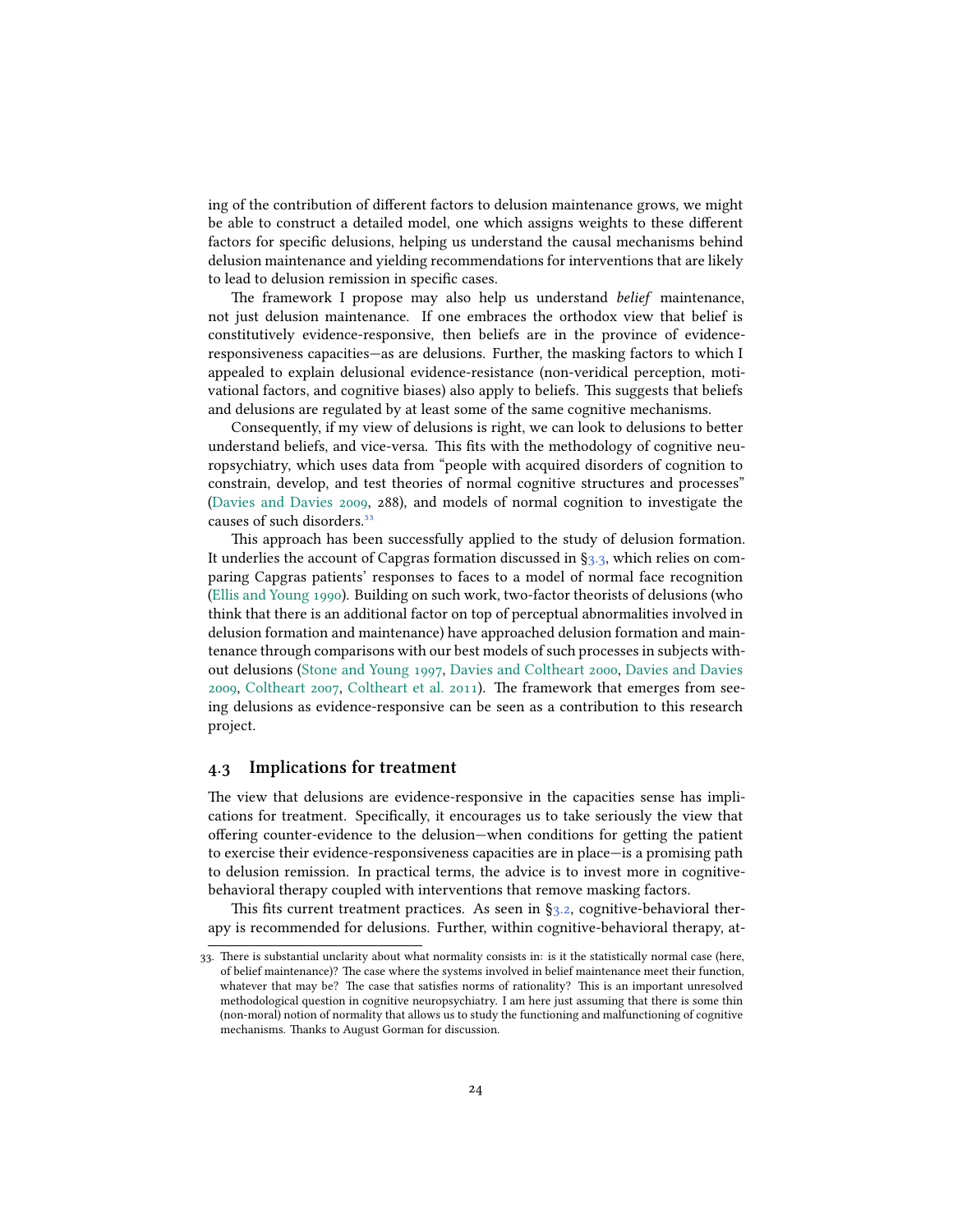ing of the contribution of different factors to delusion maintenance grows, we might be able to construct a detailed model, one which assigns weights to these different factors for specific delusions, helping us understand the causal mechanisms behind delusion maintenance and yielding recommendations for interventions that are likely to lead to delusion remission in specific cases.

The framework I propose may also help us understand *belief* maintenance, not just delusion maintenance. If one embraces the orthodox view that belief is constitutively evidence-responsive, then beliefs are in the province of evidence-responsiveness capacities—as are delusions. Further, the masking factors to which I appealed to explain delusional evidence-resistance (non-veridical perception, motivational factors, and cognitive biases) also apply to beliefs. This suggests that beliefs and delusions are regulated by at least some of the same cognitive mechanisms.

Consequently, if my view of delusions is right, we can look to delusions to better understand beliefs, and vice-versa. This fits with the methodology of cognitive neuropsychiatry, which uses data from "people with acquired disorders of cognition to constrain, develop, and test theories of normal cognitive structures and processes" (Davies and Davies 2009, 288), and models of normal cognition to investigate the causes of such disorders.[33]

This approach has been successfully applied to the study of delusion formation. It underlies the account of Capgras formation discussed in §3.3, which relies on comparing Capgras patients' responses to faces to a model of normal face recognition (Ellis and Young 1990). Building on such work, two-factor theorists of delusions (who think that there is an additional factor on top of perceptual abnormalities involved in delusion formation and maintenance) have approached delusion formation and maintenance through comparisons with our best models of such processes in subjects without delusions (Stone and Young 1997, Davies and Coltheart 2000, Davies and Davies 2009, Coltheart 2007, Coltheart et al. 2011). The framework that emerges from seeing delusions as evidence-responsive can be seen as a contribution to this research project.

## 4.3 Implications for treatment

The view that delusions are evidence-responsive in the capacities sense has implications for treatment. Specifically, it encourages us to take seriously the view that offering counter-evidence to the delusion—when conditions for getting the patient to exercise their evidence-responsiveness capacities are in place—is a promising path to delusion remission. In practical terms, the advice is to invest more in cognitive-behavioral therapy coupled with interventions that remove masking factors.

This fits current treatment practices. As seen in §3.2, cognitive-behavioral therapy is recommended for delusions. Further, within cognitive-behavioral therapy, at-

33. There is substantial unclarity about what normality consists in: is it the statistically normal case (here, of belief maintenance)? The case where the systems involved in belief maintenance meet their function, whatever that may be? The case that satisfies norms of rationality? This is an important unresolved methodological question in cognitive neuropsychiatry. I am here just assuming that there is some thin (non-moral) notion of normality that allows us to study the functioning and malfunctioning of cognitive mechanisms. Thanks to August Gorman for discussion.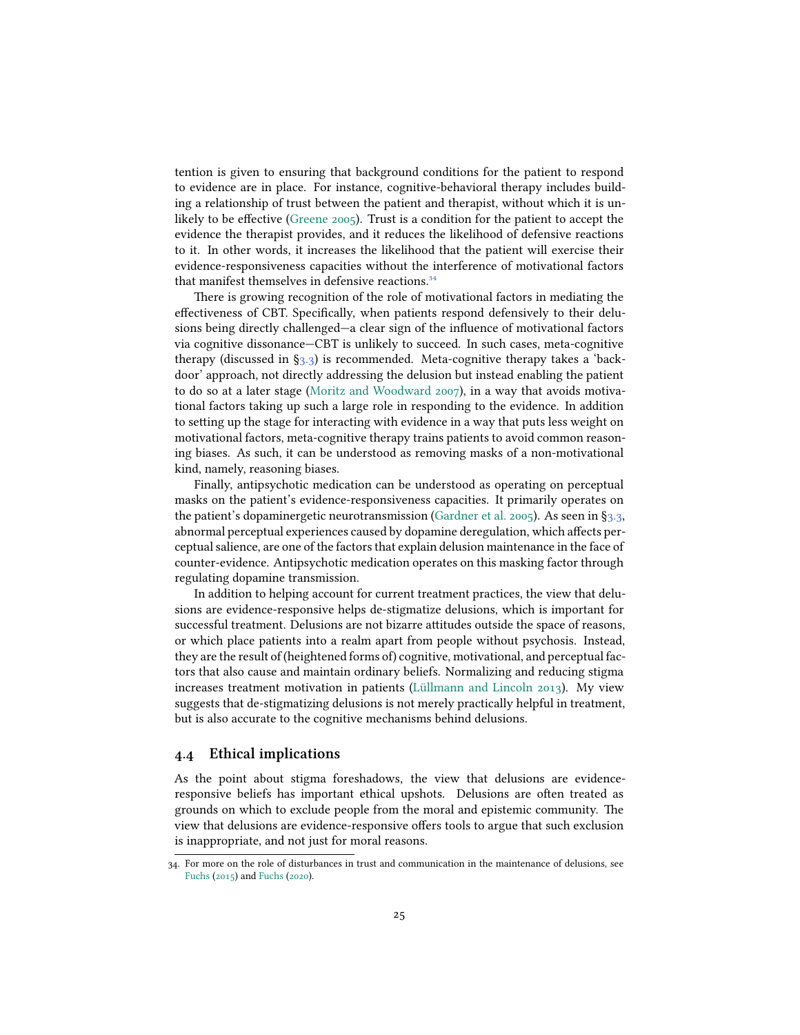tention is given to ensuring that background conditions for the patient to respond to evidence are in place. For instance, cognitive-behavioral therapy includes building a relationship of trust between the patient and therapist, without which it is unlikely to be effective (Greene 2005). Trust is a condition for the patient to accept the evidence the therapist provides, and it reduces the likelihood of defensive reactions to it. In other words, it increases the likelihood that the patient will exercise their evidence-responsiveness capacities without the interference of motivational factors that manifest themselves in defensive reactions.[34]

There is growing recognition of the role of motivational factors in mediating the effectiveness of CBT. Specifically, when patients respond defensively to their delusions being directly challenged—a clear sign of the influence of motivational factors via cognitive dissonance—CBT is unlikely to succeed. In such cases, meta-cognitive therapy (discussed in §3.3) is recommended. Meta-cognitive therapy takes a 'backdoor' approach, not directly addressing the delusion but instead enabling the patient to do so at a later stage (Moritz and Woodward 2007), in a way that avoids motivational factors taking up such a large role in responding to the evidence. In addition to setting up the stage for interacting with evidence in a way that puts less weight on motivational factors, meta-cognitive therapy trains patients to avoid common reasoning biases. As such, it can be understood as removing masks of a non-motivational kind, namely, reasoning biases.

Finally, antipsychotic medication can be understood as operating on perceptual masks on the patient's evidence-responsiveness capacities. It primarily operates on the patient's dopaminergetic neurotransmission (Gardner et al. 2005). As seen in §3.3, abnormal perceptual experiences caused by dopamine deregulation, which affects perceptual salience, are one of the factors that explain delusion maintenance in the face of counter-evidence. Antipsychotic medication operates on this masking factor through regulating dopamine transmission.

In addition to helping account for current treatment practices, the view that delusions are evidence-responsive helps de-stigmatize delusions, which is important for successful treatment. Delusions are not bizarre attitudes outside the space of reasons, or which place patients into a realm apart from people without psychosis. Instead, they are the result of (heightened forms of) cognitive, motivational, and perceptual factors that also cause and maintain ordinary beliefs. Normalizing and reducing stigma increases treatment motivation in patients (Lüllmann and Lincoln 2013). My view suggests that de-stigmatizing delusions is not merely practically helpful in treatment, but is also accurate to the cognitive mechanisms behind delusions.

### 4.4 Ethical implications

As the point about stigma foreshadows, the view that delusions are evidence-responsive beliefs has important ethical upshots. Delusions are often treated as grounds on which to exclude people from the moral and epistemic community. The view that delusions are evidence-responsive offers tools to argue that such exclusion is inappropriate, and not just for moral reasons.

---

34. For more on the role of disturbances in trust and communication in the maintenance of delusions, see Fuchs (2015) and Fuchs (2020).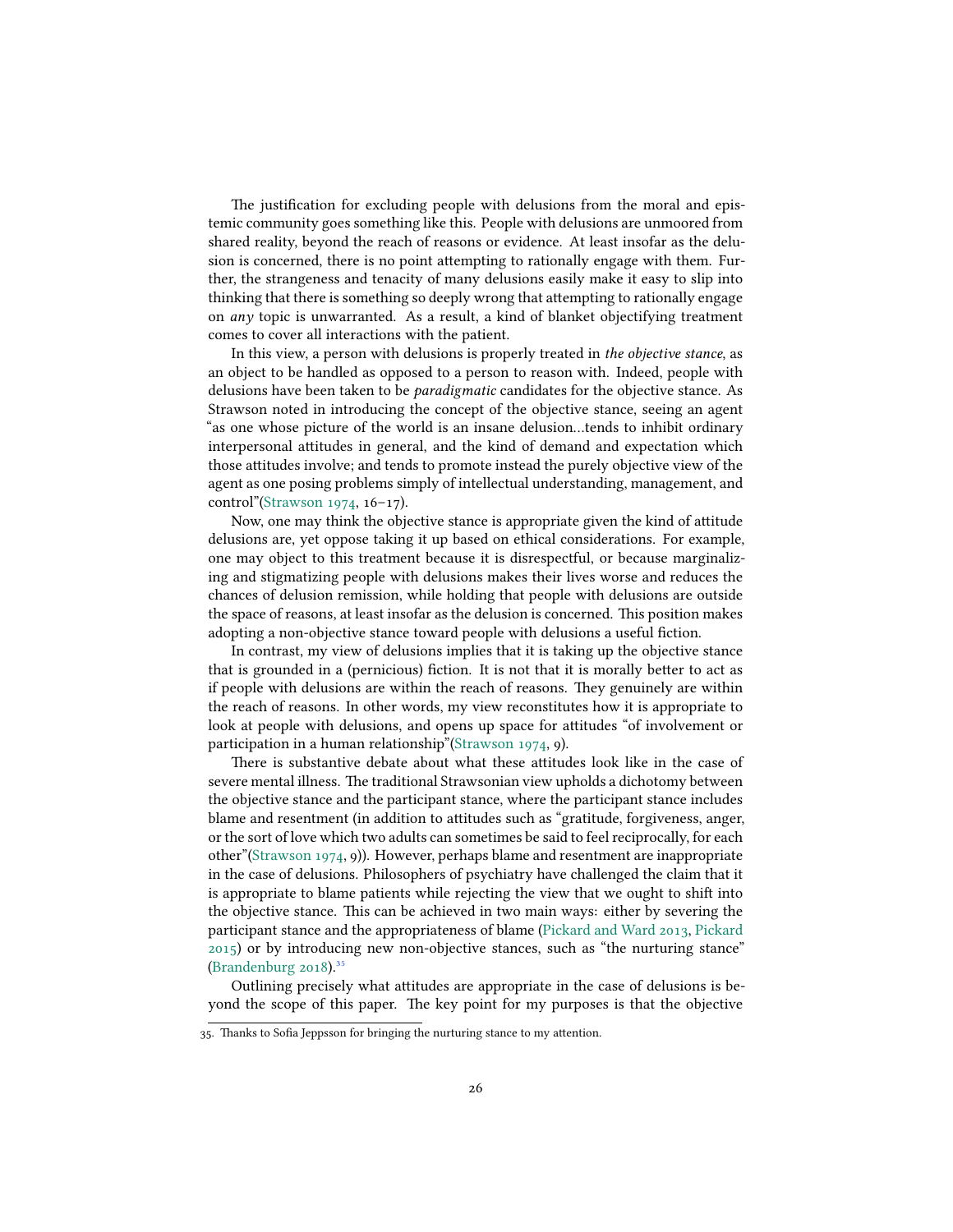The justification for excluding people with delusions from the moral and epistemic community goes something like this. People with delusions are unmoored from shared reality, beyond the reach of reasons or evidence. At least insofar as the delusion is concerned, there is no point attempting to rationally engage with them. Further, the strangeness and tenacity of many delusions easily make it easy to slip into thinking that there is something so deeply wrong that attempting to rationally engage on *any* topic is unwarranted. As a result, a kind of blanket objectifying treatment comes to cover all interactions with the patient.

In this view, a person with delusions is properly treated in *the objective stance*, as an object to be handled as opposed to a person to reason with. Indeed, people with delusions have been taken to be *paradigmatic* candidates for the objective stance. As Strawson noted in introducing the concept of the objective stance, seeing an agent "as one whose picture of the world is an insane delusion…tends to inhibit ordinary interpersonal attitudes in general, and the kind of demand and expectation which those attitudes involve; and tends to promote instead the purely objective view of the agent as one posing problems simply of intellectual understanding, management, and control"(Strawson 1974, 16–17).

Now, one may think the objective stance is appropriate given the kind of attitude delusions are, yet oppose taking it up based on ethical considerations. For example, one may object to this treatment because it is disrespectful, or because marginalizing and stigmatizing people with delusions makes their lives worse and reduces the chances of delusion remission, while holding that people with delusions are outside the space of reasons, at least insofar as the delusion is concerned. This position makes adopting a non-objective stance toward people with delusions a useful fiction.

In contrast, my view of delusions implies that it is taking up the objective stance that is grounded in a (pernicious) fiction. It is not that it is morally better to act as if people with delusions are within the reach of reasons. They genuinely are within the reach of reasons. In other words, my view reconstitutes how it is appropriate to look at people with delusions, and opens up space for attitudes "of involvement or participation in a human relationship"(Strawson 1974, 9).

There is substantive debate about what these attitudes look like in the case of severe mental illness. The traditional Strawsonian view upholds a dichotomy between the objective stance and the participant stance, where the participant stance includes blame and resentment (in addition to attitudes such as "gratitude, forgiveness, anger, or the sort of love which two adults can sometimes be said to feel reciprocally, for each other"(Strawson 1974, 9)). However, perhaps blame and resentment are inappropriate in the case of delusions. Philosophers of psychiatry have challenged the claim that it is appropriate to blame patients while rejecting the view that we ought to shift into the objective stance. This can be achieved in two main ways: either by severing the participant stance and the appropriateness of blame (Pickard and Ward 2013, Pickard 2015) or by introducing new non-objective stances, such as "the nurturing stance" (Brandenburg 2018).[35]

Outlining precisely what attitudes are appropriate in the case of delusions is beyond the scope of this paper. The key point for my purposes is that the objective

35. Thanks to Sofia Jeppsson for bringing the nurturing stance to my attention.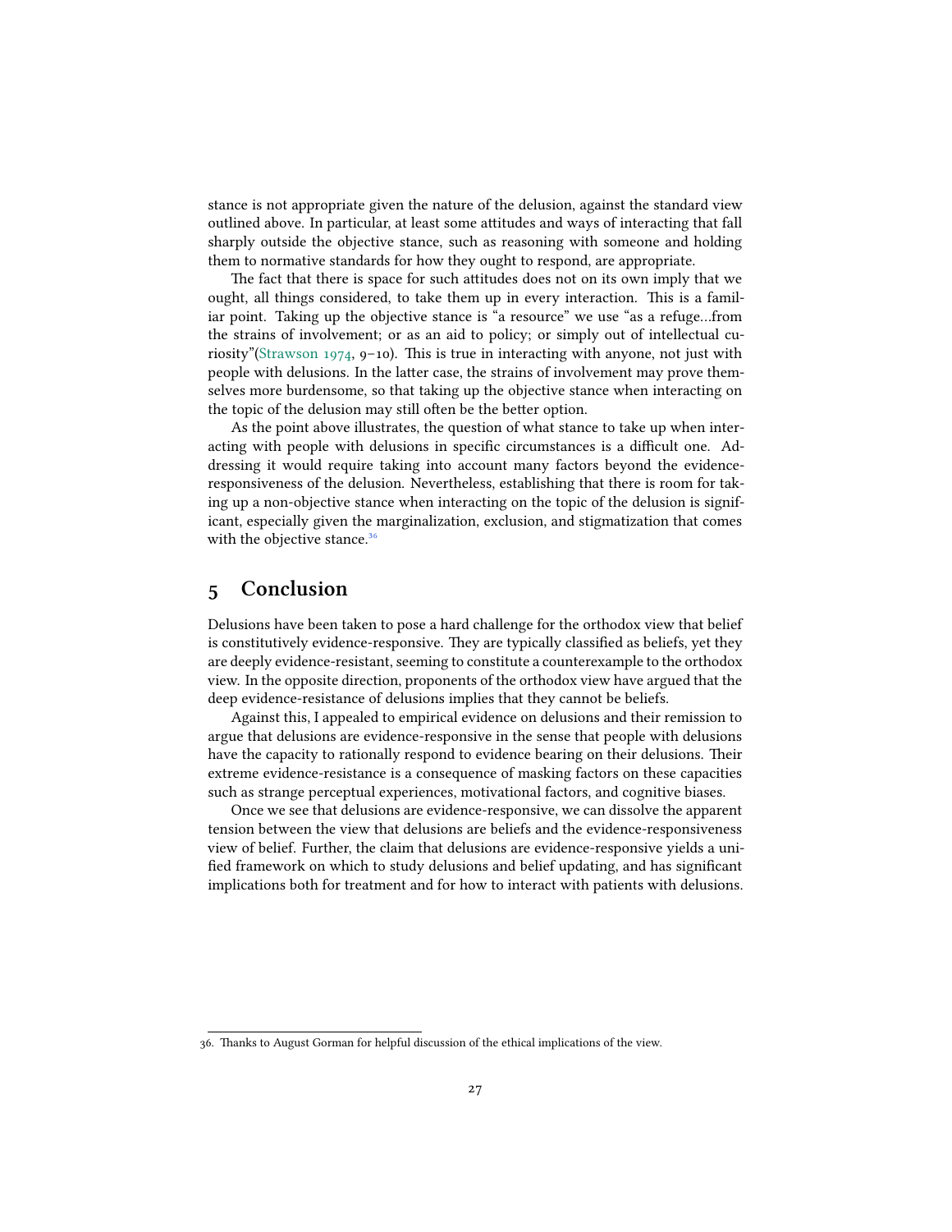stance is not appropriate given the nature of the delusion, against the standard view outlined above. In particular, at least some attitudes and ways of interacting that fall sharply outside the objective stance, such as reasoning with someone and holding them to normative standards for how they ought to respond, are appropriate.

The fact that there is space for such attitudes does not on its own imply that we ought, all things considered, to take them up in every interaction. This is a familiar point. Taking up the objective stance is "a resource" we use "as a refuge…from the strains of involvement; or as an aid to policy; or simply out of intellectual curiosity"(Strawson 1974, 9–10). This is true in interacting with anyone, not just with people with delusions. In the latter case, the strains of involvement may prove themselves more burdensome, so that taking up the objective stance when interacting on the topic of the delusion may still often be the better option.

As the point above illustrates, the question of what stance to take up when interacting with people with delusions in specific circumstances is a difficult one. Addressing it would require taking into account many factors beyond the evidence-responsiveness of the delusion. Nevertheless, establishing that there is room for taking up a non-objective stance when interacting on the topic of the delusion is significant, especially given the marginalization, exclusion, and stigmatization that comes with the objective stance.[36]

## 5 Conclusion

Delusions have been taken to pose a hard challenge for the orthodox view that belief is constitutively evidence-responsive. They are typically classified as beliefs, yet they are deeply evidence-resistant, seeming to constitute a counterexample to the orthodox view. In the opposite direction, proponents of the orthodox view have argued that the deep evidence-resistance of delusions implies that they cannot be beliefs.

Against this, I appealed to empirical evidence on delusions and their remission to argue that delusions are evidence-responsive in the sense that people with delusions have the capacity to rationally respond to evidence bearing on their delusions. Their extreme evidence-resistance is a consequence of masking factors on these capacities such as strange perceptual experiences, motivational factors, and cognitive biases.

Once we see that delusions are evidence-responsive, we can dissolve the apparent tension between the view that delusions are beliefs and the evidence-responsiveness view of belief. Further, the claim that delusions are evidence-responsive yields a unified framework on which to study delusions and belief updating, and has significant implications both for treatment and for how to interact with patients with delusions.

---

36. Thanks to August Gorman for helpful discussion of the ethical implications of the view.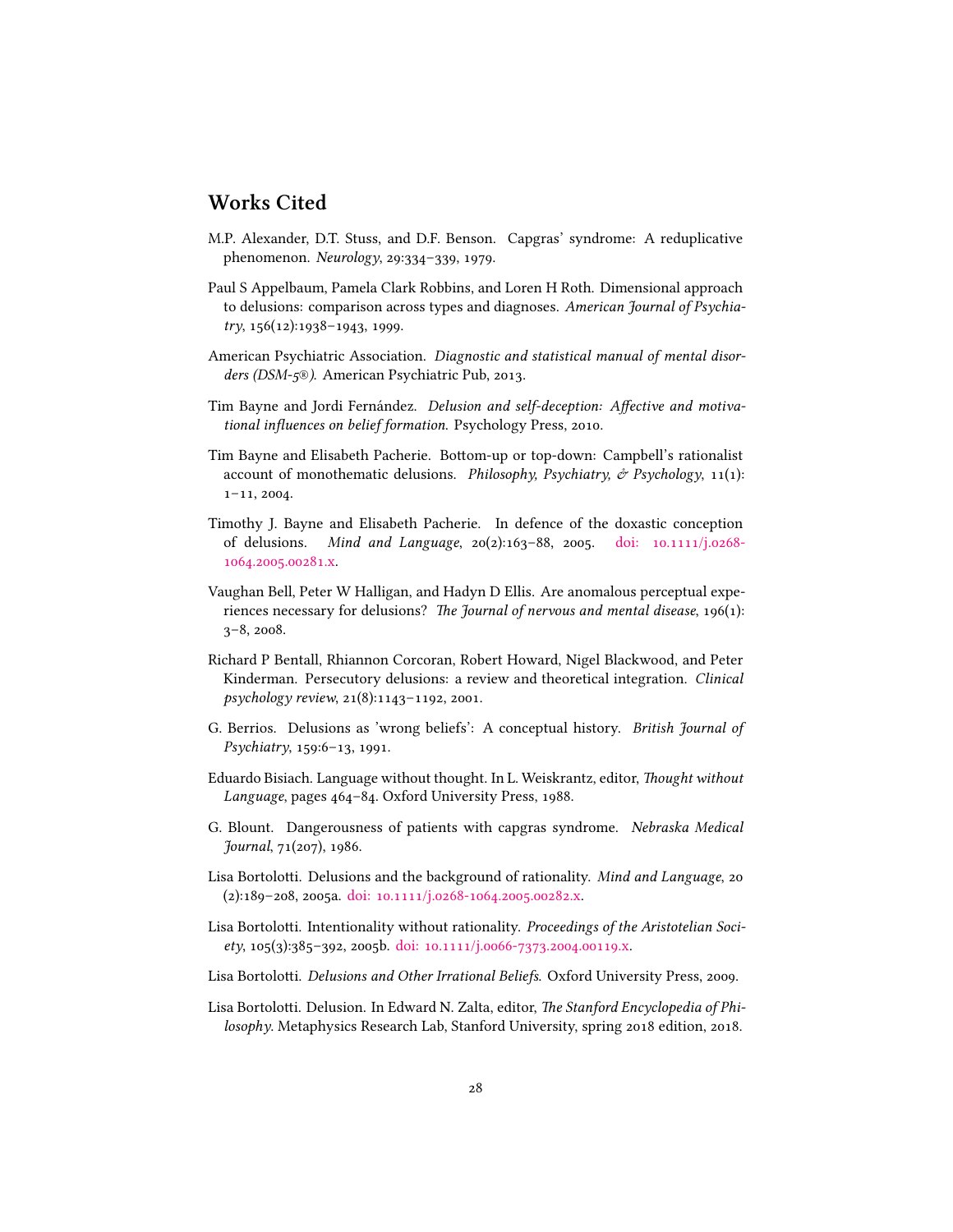## Works Cited

M.P. Alexander, D.T. Stuss, and D.F. Benson. Capgras' syndrome: A reduplicative phenomenon. *Neurology*, 29:334–339, 1979.

Paul S Appelbaum, Pamela Clark Robbins, and Loren H Roth. Dimensional approach to delusions: comparison across types and diagnoses. *American Journal of Psychiatry*, 156(12):1938–1943, 1999.

American Psychiatric Association. *Diagnostic and statistical manual of mental disorders (DSM-5®)*. American Psychiatric Pub, 2013.

Tim Bayne and Jordi Fernández. *Delusion and self-deception: Affective and motivational influences on belief formation*. Psychology Press, 2010.

Tim Bayne and Elisabeth Pacherie. Bottom-up or top-down: Campbell's rationalist account of monothematic delusions. *Philosophy, Psychiatry, & Psychology*, 11(1): 1–11, 2004.

Timothy J. Bayne and Elisabeth Pacherie. In defence of the doxastic conception of delusions. *Mind and Language*, 20(2):163–88, 2005. doi: 10.1111/j.0268-1064.2005.00281.x.

Vaughan Bell, Peter W Halligan, and Hadyn D Ellis. Are anomalous perceptual experiences necessary for delusions? *The Journal of nervous and mental disease*, 196(1): 3–8, 2008.

Richard P Bentall, Rhiannon Corcoran, Robert Howard, Nigel Blackwood, and Peter Kinderman. Persecutory delusions: a review and theoretical integration. *Clinical psychology review*, 21(8):1143–1192, 2001.

G. Berrios. Delusions as 'wrong beliefs': A conceptual history. *British Journal of Psychiatry*, 159:6–13, 1991.

Eduardo Bisiach. Language without thought. In L. Weiskrantz, editor, *Thought without Language*, pages 464–84. Oxford University Press, 1988.

G. Blount. Dangerousness of patients with capgras syndrome. *Nebraska Medical Journal*, 71(207), 1986.

Lisa Bortolotti. Delusions and the background of rationality. *Mind and Language*, 20 (2):189–208, 2005a. doi: 10.1111/j.0268-1064.2005.00282.x.

Lisa Bortolotti. Intentionality without rationality. *Proceedings of the Aristotelian Society*, 105(3):385–392, 2005b. doi: 10.1111/j.0066-7373.2004.00119.x.

Lisa Bortolotti. *Delusions and Other Irrational Beliefs*. Oxford University Press, 2009.

Lisa Bortolotti. Delusion. In Edward N. Zalta, editor, *The Stanford Encyclopedia of Philosophy*. Metaphysics Research Lab, Stanford University, spring 2018 edition, 2018.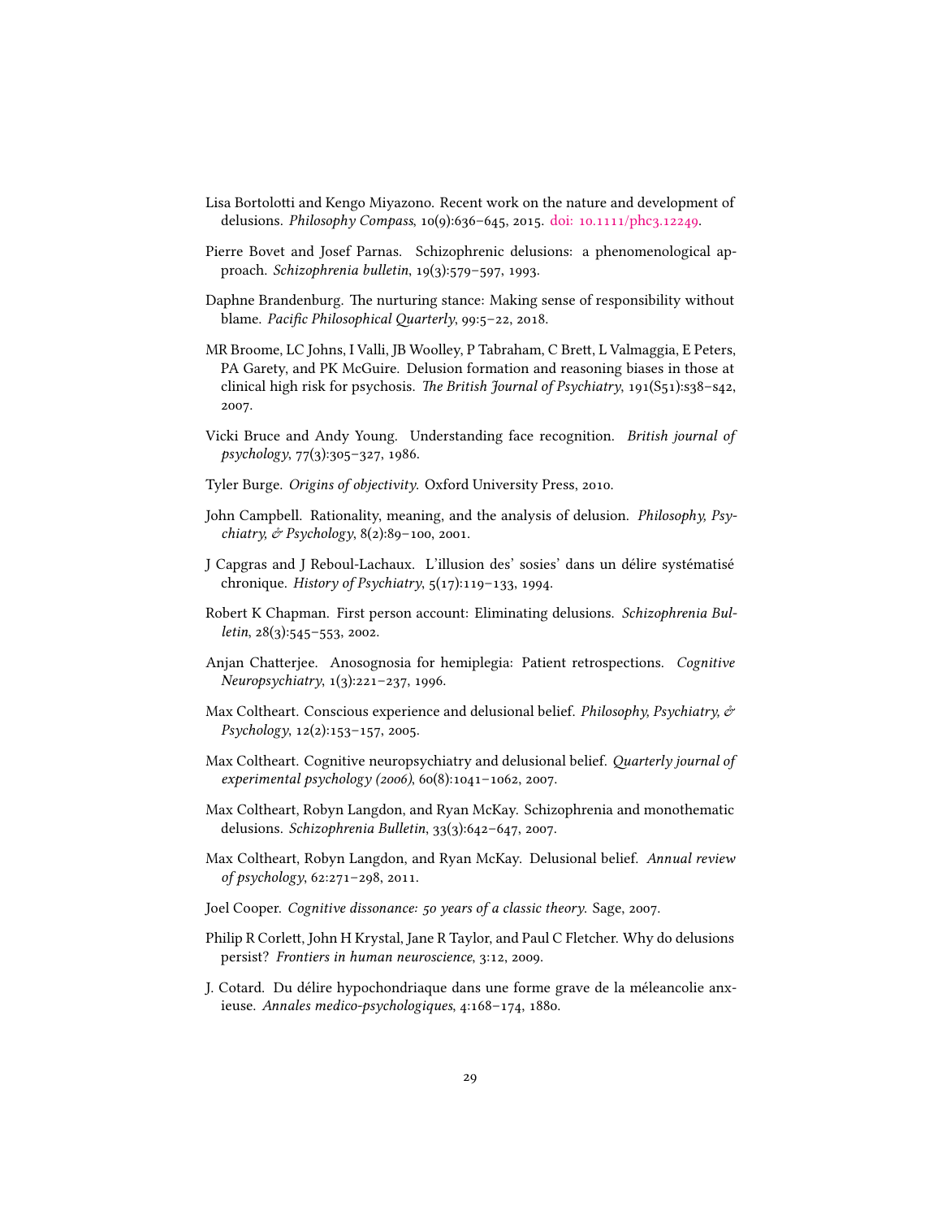Lisa Bortolotti and Kengo Miyazono. Recent work on the nature and development of delusions. *Philosophy Compass*, 10(9):636–645, 2015. doi: 10.1111/phc3.12249.

Pierre Bovet and Josef Parnas. Schizophrenic delusions: a phenomenological approach. *Schizophrenia bulletin*, 19(3):579–597, 1993.

Daphne Brandenburg. The nurturing stance: Making sense of responsibility without blame. *Pacific Philosophical Quarterly*, 99:5–22, 2018.

MR Broome, LC Johns, I Valli, JB Woolley, P Tabraham, C Brett, L Valmaggia, E Peters, PA Garety, and PK McGuire. Delusion formation and reasoning biases in those at clinical high risk for psychosis. *The British Journal of Psychiatry*, 191(S51):s38–s42, 2007.

Vicki Bruce and Andy Young. Understanding face recognition. *British journal of psychology*, 77(3):305–327, 1986.

Tyler Burge. *Origins of objectivity*. Oxford University Press, 2010.

John Campbell. Rationality, meaning, and the analysis of delusion. *Philosophy, Psychiatry, & Psychology*, 8(2):89–100, 2001.

J Capgras and J Reboul-Lachaux. L'illusion des' sosies' dans un délire systématisé chronique. *History of Psychiatry*, 5(17):119–133, 1994.

Robert K Chapman. First person account: Eliminating delusions. *Schizophrenia Bulletin*, 28(3):545–553, 2002.

Anjan Chatterjee. Anosognosia for hemiplegia: Patient retrospections. *Cognitive Neuropsychiatry*, 1(3):221–237, 1996.

Max Coltheart. Conscious experience and delusional belief. *Philosophy, Psychiatry, & Psychology*, 12(2):153–157, 2005.

Max Coltheart. Cognitive neuropsychiatry and delusional belief. *Quarterly journal of experimental psychology (2006)*, 60(8):1041–1062, 2007.

Max Coltheart, Robyn Langdon, and Ryan McKay. Schizophrenia and monothematic delusions. *Schizophrenia Bulletin*, 33(3):642–647, 2007.

Max Coltheart, Robyn Langdon, and Ryan McKay. Delusional belief. *Annual review of psychology*, 62:271–298, 2011.

Joel Cooper. *Cognitive dissonance: 50 years of a classic theory*. Sage, 2007.

Philip R Corlett, John H Krystal, Jane R Taylor, and Paul C Fletcher. Why do delusions persist? *Frontiers in human neuroscience*, 3:12, 2009.

J. Cotard. Du délire hypochondriaque dans une forme grave de la méleancolie anxieuse. *Annales medico-psychologiques*, 4:168–174, 1880.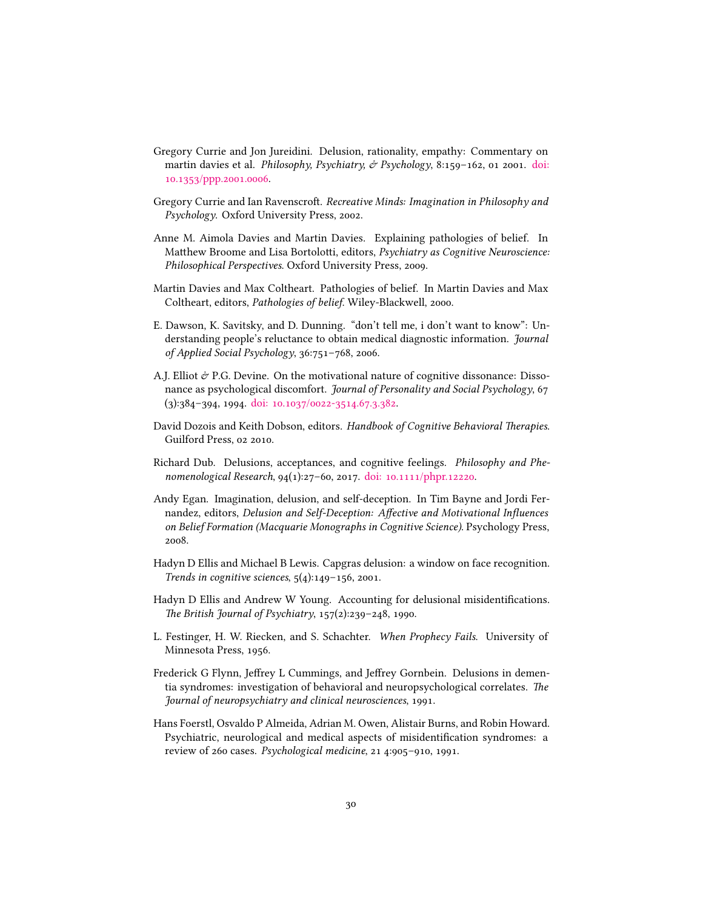Gregory Currie and Jon Jureidini. Delusion, rationality, empathy: Commentary on martin davies et al. *Philosophy, Psychiatry, & Psychology*, 8:159–162, 01 2001. doi: 10.1353/ppp.2001.0006.

Gregory Currie and Ian Ravenscroft. *Recreative Minds: Imagination in Philosophy and Psychology*. Oxford University Press, 2002.

Anne M. Aimola Davies and Martin Davies. Explaining pathologies of belief. In Matthew Broome and Lisa Bortolotti, editors, *Psychiatry as Cognitive Neuroscience: Philosophical Perspectives*. Oxford University Press, 2009.

Martin Davies and Max Coltheart. Pathologies of belief. In Martin Davies and Max Coltheart, editors, *Pathologies of belief*. Wiley-Blackwell, 2000.

E. Dawson, K. Savitsky, and D. Dunning. "don't tell me, i don't want to know": Understanding people's reluctance to obtain medical diagnostic information. *Journal of Applied Social Psychology*, 36:751–768, 2006.

A.J. Elliot & P.G. Devine. On the motivational nature of cognitive dissonance: Dissonance as psychological discomfort. *Journal of Personality and Social Psychology*, 67 (3):384–394, 1994. doi: 10.1037/0022-3514.67.3.382.

David Dozois and Keith Dobson, editors. *Handbook of Cognitive Behavioral Therapies*. Guilford Press, 02 2010.

Richard Dub. Delusions, acceptances, and cognitive feelings. *Philosophy and Phenomenological Research*, 94(1):27–60, 2017. doi: 10.1111/phpr.12220.

Andy Egan. Imagination, delusion, and self-deception. In Tim Bayne and Jordi Fernandez, editors, *Delusion and Self-Deception: Affective and Motivational Influences on Belief Formation (Macquarie Monographs in Cognitive Science)*. Psychology Press, 2008.

Hadyn D Ellis and Michael B Lewis. Capgras delusion: a window on face recognition. *Trends in cognitive sciences*, 5(4):149–156, 2001.

Hadyn D Ellis and Andrew W Young. Accounting for delusional misidentifications. *The British Journal of Psychiatry*, 157(2):239–248, 1990.

L. Festinger, H. W. Riecken, and S. Schachter. *When Prophecy Fails*. University of Minnesota Press, 1956.

Frederick G Flynn, Jeffrey L Cummings, and Jeffrey Gornbein. Delusions in dementia syndromes: investigation of behavioral and neuropsychological correlates. *The Journal of neuropsychiatry and clinical neurosciences*, 1991.

Hans Foerstl, Osvaldo P Almeida, Adrian M. Owen, Alistair Burns, and Robin Howard. Psychiatric, neurological and medical aspects of misidentification syndromes: a review of 260 cases. *Psychological medicine*, 21 4:905–910, 1991.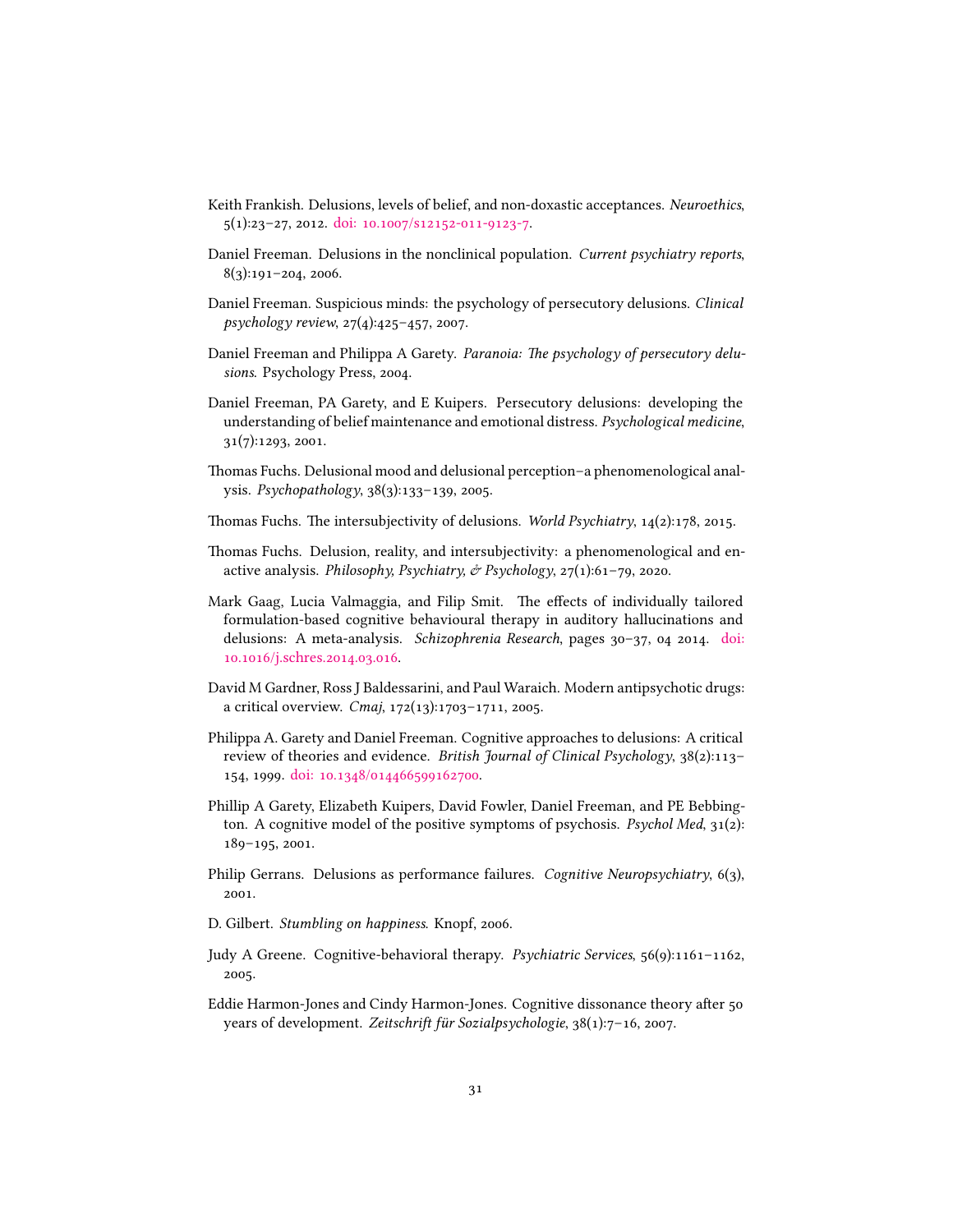Keith Frankish. Delusions, levels of belief, and non-doxastic acceptances. *Neuroethics*, 5(1):23–27, 2012. doi: 10.1007/s12152-011-9123-7.

Daniel Freeman. Delusions in the nonclinical population. *Current psychiatry reports*, 8(3):191–204, 2006.

Daniel Freeman. Suspicious minds: the psychology of persecutory delusions. *Clinical psychology review*, 27(4):425–457, 2007.

Daniel Freeman and Philippa A Garety. *Paranoia: The psychology of persecutory delusions*. Psychology Press, 2004.

Daniel Freeman, PA Garety, and E Kuipers. Persecutory delusions: developing the understanding of belief maintenance and emotional distress. *Psychological medicine*, 31(7):1293, 2001.

Thomas Fuchs. Delusional mood and delusional perception–a phenomenological analysis. *Psychopathology*, 38(3):133–139, 2005.

Thomas Fuchs. The intersubjectivity of delusions. *World Psychiatry*, 14(2):178, 2015.

Thomas Fuchs. Delusion, reality, and intersubjectivity: a phenomenological and enactive analysis. *Philosophy, Psychiatry, & Psychology*, 27(1):61–79, 2020.

Mark Gaag, Lucia Valmaggia, and Filip Smit. The effects of individually tailored formulation-based cognitive behavioural therapy in auditory hallucinations and delusions: A meta-analysis. *Schizophrenia Research*, pages 30–37, 04 2014. doi: 10.1016/j.schres.2014.03.016.

David M Gardner, Ross J Baldessarini, and Paul Waraich. Modern antipsychotic drugs: a critical overview. *Cmaj*, 172(13):1703–1711, 2005.

Philippa A. Garety and Daniel Freeman. Cognitive approaches to delusions: A critical review of theories and evidence. *British Journal of Clinical Psychology*, 38(2):113–154, 1999. doi: 10.1348/014466599162700.

Phillip A Garety, Elizabeth Kuipers, David Fowler, Daniel Freeman, and PE Bebbington. A cognitive model of the positive symptoms of psychosis. *Psychol Med*, 31(2):189–195, 2001.

Philip Gerrans. Delusions as performance failures. *Cognitive Neuropsychiatry*, 6(3), 2001.

D. Gilbert. *Stumbling on happiness*. Knopf, 2006.

Judy A Greene. Cognitive-behavioral therapy. *Psychiatric Services*, 56(9):1161–1162, 2005.

Eddie Harmon-Jones and Cindy Harmon-Jones. Cognitive dissonance theory after 50 years of development. *Zeitschrift für Sozialpsychologie*, 38(1):7–16, 2007.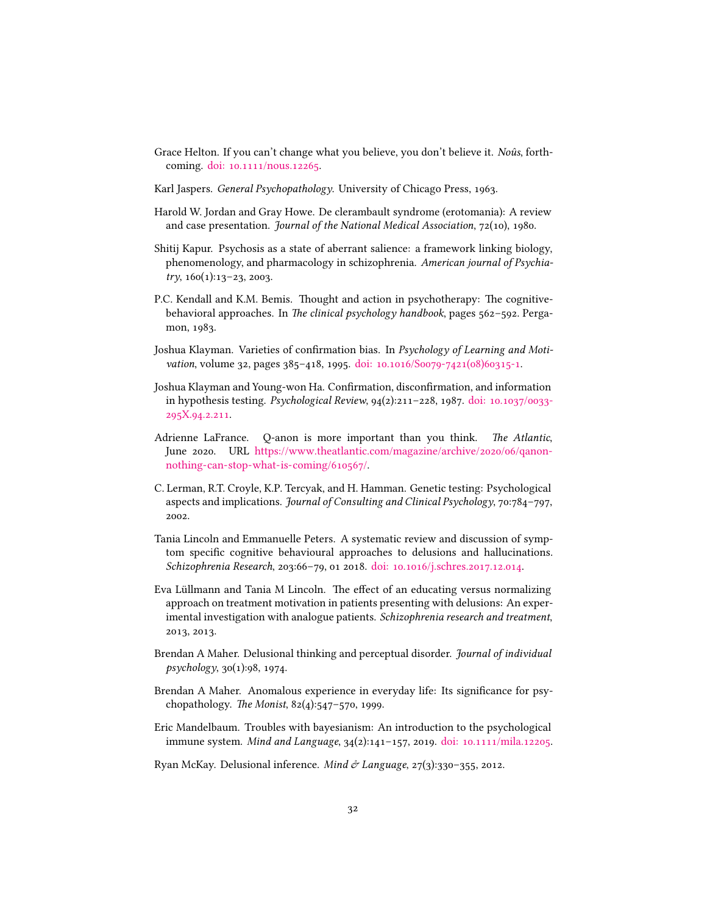Grace Helton. If you can't change what you believe, you don't believe it. *Noûs*, forthcoming. doi: 10.1111/nous.12265.

Karl Jaspers. *General Psychopathology*. University of Chicago Press, 1963.

Harold W. Jordan and Gray Howe. De clerambault syndrome (erotomania): A review and case presentation. *Journal of the National Medical Association*, 72(10), 1980.

Shitij Kapur. Psychosis as a state of aberrant salience: a framework linking biology, phenomenology, and pharmacology in schizophrenia. *American journal of Psychiatry*, 160(1):13–23, 2003.

P.C. Kendall and K.M. Bemis. Thought and action in psychotherapy: The cognitive-behavioral approaches. In *The clinical psychology handbook*, pages 562–592. Pergamon, 1983.

Joshua Klayman. Varieties of confirmation bias. In *Psychology of Learning and Motivation*, volume 32, pages 385–418, 1995. doi: 10.1016/S0079-7421(08)60315-1.

Joshua Klayman and Young-won Ha. Confirmation, disconfirmation, and information in hypothesis testing. *Psychological Review*, 94(2):211–228, 1987. doi: 10.1037/0033-295X.94.2.211.

Adrienne LaFrance. Q-anon is more important than you think. *The Atlantic*, June 2020. URL https://www.theatlantic.com/magazine/archive/2020/06/qanon-nothing-can-stop-what-is-coming/610567/.

C. Lerman, R.T. Croyle, K.P. Tercyak, and H. Hamman. Genetic testing: Psychological aspects and implications. *Journal of Consulting and Clinical Psychology*, 70:784–797, 2002.

Tania Lincoln and Emmanuelle Peters. A systematic review and discussion of symptom specific cognitive behavioural approaches to delusions and hallucinations. *Schizophrenia Research*, 203:66–79, 01 2018. doi: 10.1016/j.schres.2017.12.014.

Eva Lüllmann and Tania M Lincoln. The effect of an educating versus normalizing approach on treatment motivation in patients presenting with delusions: An experimental investigation with analogue patients. *Schizophrenia research and treatment*, 2013, 2013.

Brendan A Maher. Delusional thinking and perceptual disorder. *Journal of individual psychology*, 30(1):98, 1974.

Brendan A Maher. Anomalous experience in everyday life: Its significance for psychopathology. *The Monist*, 82(4):547–570, 1999.

Eric Mandelbaum. Troubles with bayesianism: An introduction to the psychological immune system. *Mind and Language*, 34(2):141–157, 2019. doi: 10.1111/mila.12205.

Ryan McKay. Delusional inference. *Mind & Language*, 27(3):330–355, 2012.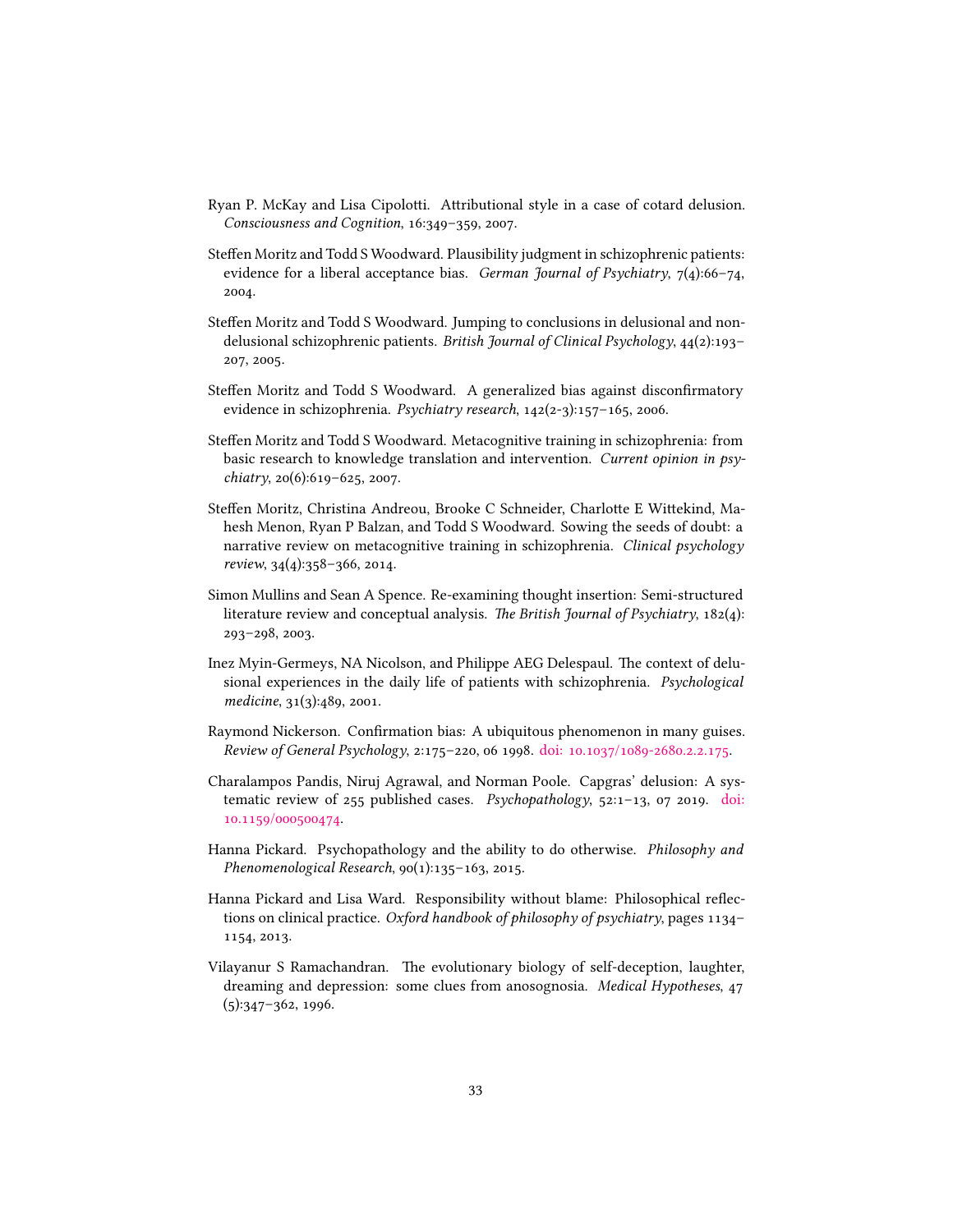Ryan P. McKay and Lisa Cipolotti. Attributional style in a case of cotard delusion. *Consciousness and Cognition*, 16:349–359, 2007.

Steffen Moritz and Todd S Woodward. Plausibility judgment in schizophrenic patients: evidence for a liberal acceptance bias. *German Journal of Psychiatry*, 7(4):66–74, 2004.

Steffen Moritz and Todd S Woodward. Jumping to conclusions in delusional and non-delusional schizophrenic patients. *British Journal of Clinical Psychology*, 44(2):193–207, 2005.

Steffen Moritz and Todd S Woodward. A generalized bias against disconfirmatory evidence in schizophrenia. *Psychiatry research*, 142(2-3):157–165, 2006.

Steffen Moritz and Todd S Woodward. Metacognitive training in schizophrenia: from basic research to knowledge translation and intervention. *Current opinion in psychiatry*, 20(6):619–625, 2007.

Steffen Moritz, Christina Andreou, Brooke C Schneider, Charlotte E Wittekind, Mahesh Menon, Ryan P Balzan, and Todd S Woodward. Sowing the seeds of doubt: a narrative review on metacognitive training in schizophrenia. *Clinical psychology review*, 34(4):358–366, 2014.

Simon Mullins and Sean A Spence. Re-examining thought insertion: Semi-structured literature review and conceptual analysis. *The British Journal of Psychiatry*, 182(4):293–298, 2003.

Inez Myin-Germeys, NA Nicolson, and Philippe AEG Delespaul. The context of delusional experiences in the daily life of patients with schizophrenia. *Psychological medicine*, 31(3):489, 2001.

Raymond Nickerson. Confirmation bias: A ubiquitous phenomenon in many guises. *Review of General Psychology*, 2:175–220, 06 1998. doi: 10.1037/1089-2680.2.2.175.

Charalampos Pandis, Niruj Agrawal, and Norman Poole. Capgras' delusion: A systematic review of 255 published cases. *Psychopathology*, 52:1–13, 07 2019. doi: 10.1159/000500474.

Hanna Pickard. Psychopathology and the ability to do otherwise. *Philosophy and Phenomenological Research*, 90(1):135–163, 2015.

Hanna Pickard and Lisa Ward. Responsibility without blame: Philosophical reflections on clinical practice. *Oxford handbook of philosophy of psychiatry*, pages 1134–1154, 2013.

Vilayanur S Ramachandran. The evolutionary biology of self-deception, laughter, dreaming and depression: some clues from anosognosia. *Medical Hypotheses*, 47(5):347–362, 1996.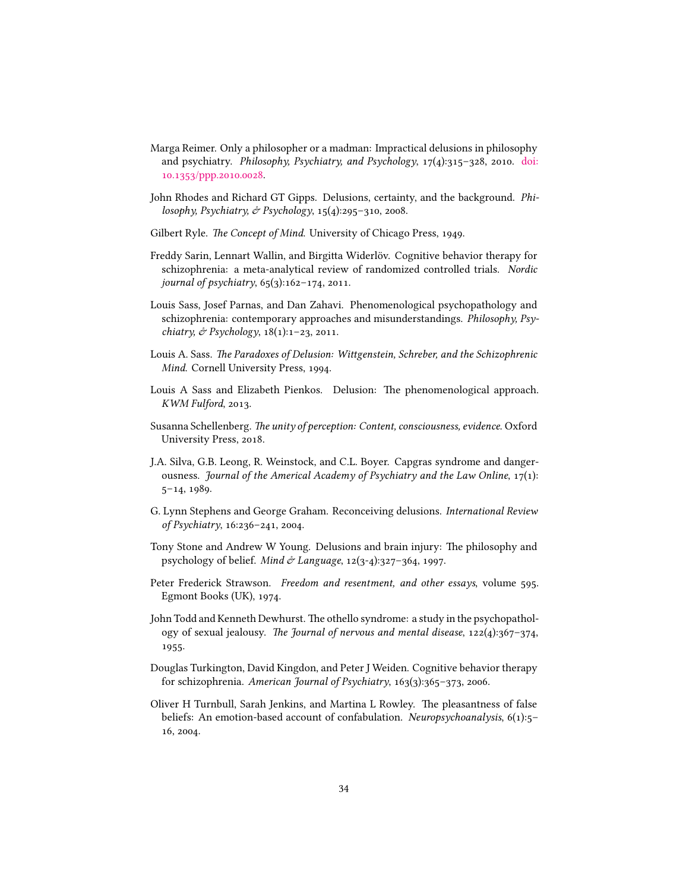Marga Reimer. Only a philosopher or a madman: Impractical delusions in philosophy and psychiatry. *Philosophy, Psychiatry, and Psychology*, 17(4):315–328, 2010. doi: 10.1353/ppp.2010.0028.

John Rhodes and Richard GT Gipps. Delusions, certainty, and the background. *Philosophy, Psychiatry, & Psychology*, 15(4):295–310, 2008.

Gilbert Ryle. *The Concept of Mind*. University of Chicago Press, 1949.

Freddy Sarin, Lennart Wallin, and Birgitta Widerlöv. Cognitive behavior therapy for schizophrenia: a meta-analytical review of randomized controlled trials. *Nordic journal of psychiatry*, 65(3):162–174, 2011.

Louis Sass, Josef Parnas, and Dan Zahavi. Phenomenological psychopathology and schizophrenia: contemporary approaches and misunderstandings. *Philosophy, Psychiatry, & Psychology*, 18(1):1–23, 2011.

Louis A. Sass. *The Paradoxes of Delusion: Wittgenstein, Schreber, and the Schizophrenic Mind*. Cornell University Press, 1994.

Louis A Sass and Elizabeth Pienkos. Delusion: The phenomenological approach. *KWM Fulford*, 2013.

Susanna Schellenberg. *The unity of perception: Content, consciousness, evidence*. Oxford University Press, 2018.

J.A. Silva, G.B. Leong, R. Weinstock, and C.L. Boyer. Capgras syndrome and dangerousness. *Journal of the Americal Academy of Psychiatry and the Law Online*, 17(1): 5–14, 1989.

G. Lynn Stephens and George Graham. Reconceiving delusions. *International Review of Psychiatry*, 16:236–241, 2004.

Tony Stone and Andrew W Young. Delusions and brain injury: The philosophy and psychology of belief. *Mind & Language*, 12(3-4):327–364, 1997.

Peter Frederick Strawson. *Freedom and resentment, and other essays*, volume 595. Egmont Books (UK), 1974.

John Todd and Kenneth Dewhurst. The othello syndrome: a study in the psychopathology of sexual jealousy. *The Journal of nervous and mental disease*, 122(4):367–374, 1955.

Douglas Turkington, David Kingdon, and Peter J Weiden. Cognitive behavior therapy for schizophrenia. *American Journal of Psychiatry*, 163(3):365–373, 2006.

Oliver H Turnbull, Sarah Jenkins, and Martina L Rowley. The pleasantness of false beliefs: An emotion-based account of confabulation. *Neuropsychoanalysis*, 6(1):5–16, 2004.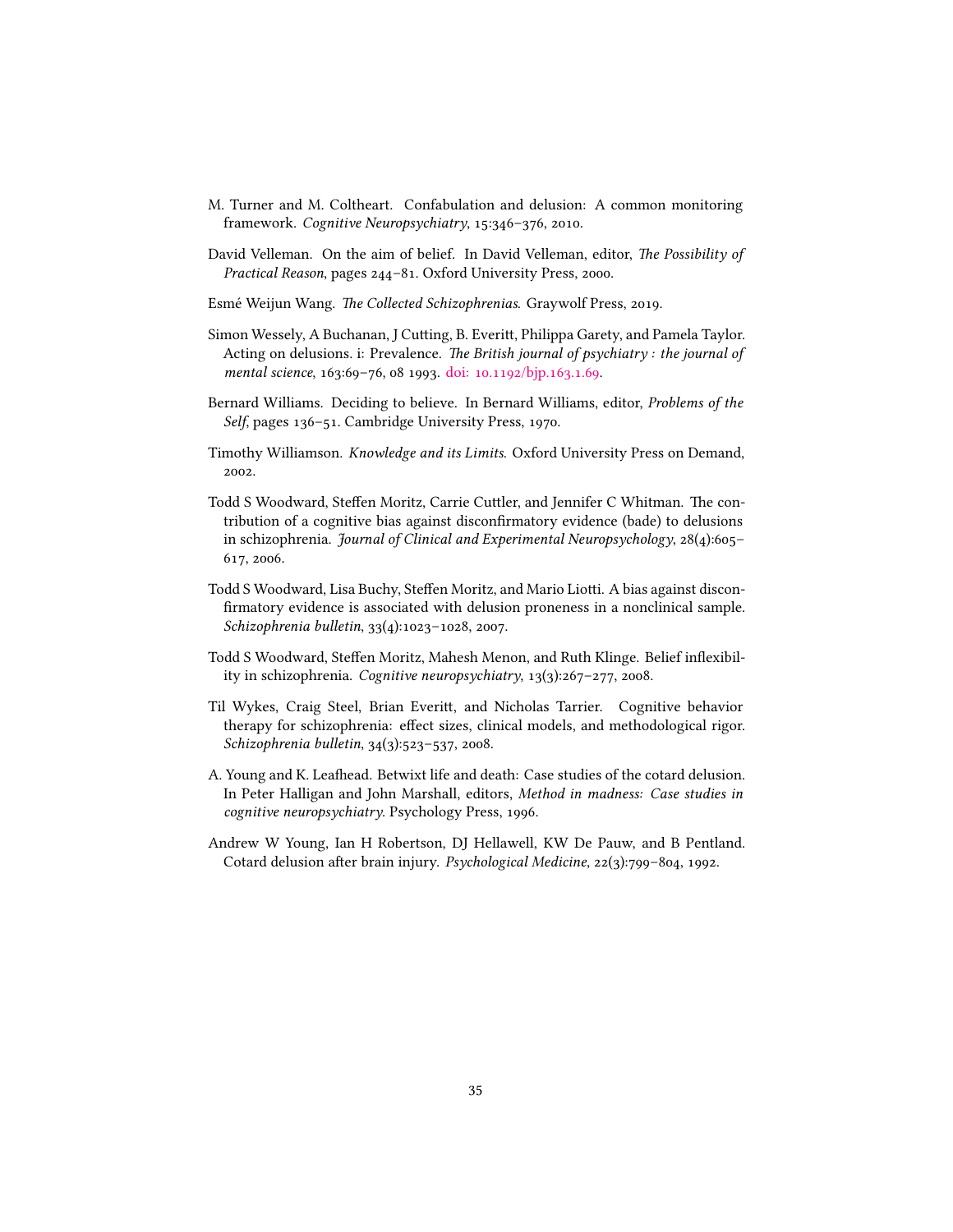M. Turner and M. Coltheart. Confabulation and delusion: A common monitoring framework. *Cognitive Neuropsychiatry*, 15:346–376, 2010.

David Velleman. On the aim of belief. In David Velleman, editor, *The Possibility of Practical Reason*, pages 244–81. Oxford University Press, 2000.

Esmé Weijun Wang. *The Collected Schizophrenias*. Graywolf Press, 2019.

Simon Wessely, A Buchanan, J Cutting, B. Everitt, Philippa Garety, and Pamela Taylor. Acting on delusions. i: Prevalence. *The British journal of psychiatry : the journal of mental science*, 163:69–76, 08 1993. doi: 10.1192/bjp.163.1.69.

Bernard Williams. Deciding to believe. In Bernard Williams, editor, *Problems of the Self*, pages 136–51. Cambridge University Press, 1970.

Timothy Williamson. *Knowledge and its Limits*. Oxford University Press on Demand, 2002.

Todd S Woodward, Steffen Moritz, Carrie Cuttler, and Jennifer C Whitman. The contribution of a cognitive bias against disconfirmatory evidence (bade) to delusions in schizophrenia. *Journal of Clinical and Experimental Neuropsychology*, 28(4):605–617, 2006.

Todd S Woodward, Lisa Buchy, Steffen Moritz, and Mario Liotti. A bias against disconfirmatory evidence is associated with delusion proneness in a nonclinical sample. *Schizophrenia bulletin*, 33(4):1023–1028, 2007.

Todd S Woodward, Steffen Moritz, Mahesh Menon, and Ruth Klinge. Belief inflexibility in schizophrenia. *Cognitive neuropsychiatry*, 13(3):267–277, 2008.

Til Wykes, Craig Steel, Brian Everitt, and Nicholas Tarrier. Cognitive behavior therapy for schizophrenia: effect sizes, clinical models, and methodological rigor. *Schizophrenia bulletin*, 34(3):523–537, 2008.

A. Young and K. Leafhead. Betwixt life and death: Case studies of the cotard delusion. In Peter Halligan and John Marshall, editors, *Method in madness: Case studies in cognitive neuropsychiatry*. Psychology Press, 1996.

Andrew W Young, Ian H Robertson, DJ Hellawell, KW De Pauw, and B Pentland. Cotard delusion after brain injury. *Psychological Medicine*, 22(3):799–804, 1992.